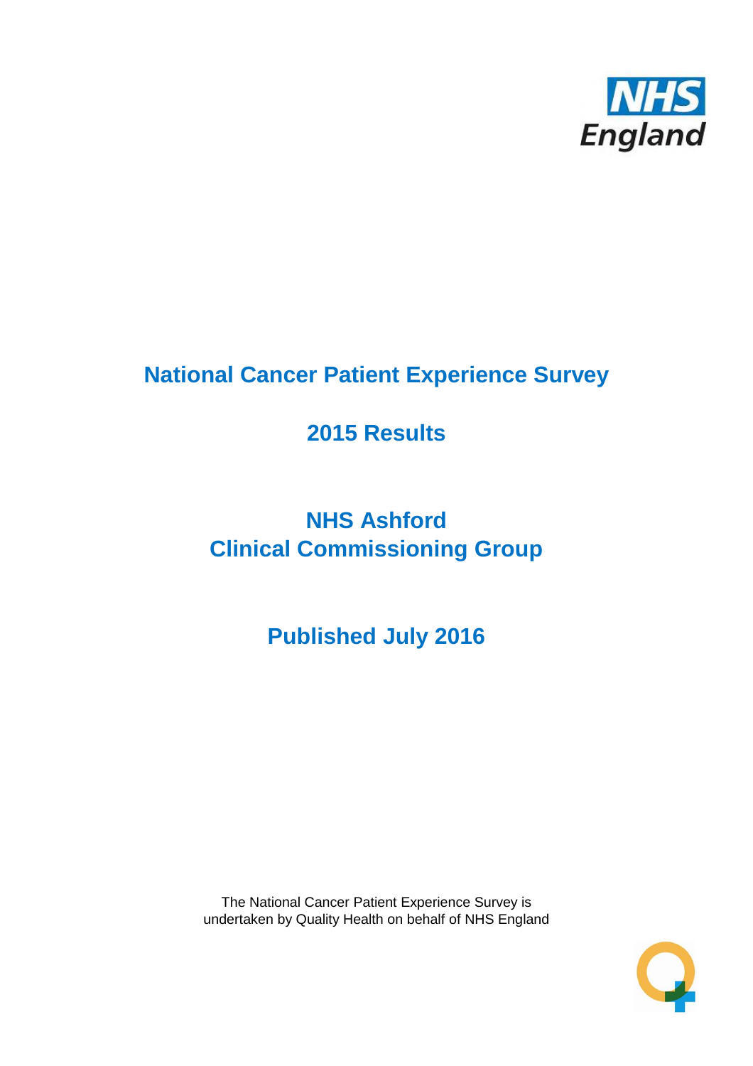# National Cancer Patient Experience Survey

## 2015 Results

## NHS Ashford
## Clinical Commissioning Group

## Published July 2016

The National Cancer Patient Experience Survey is undertaken by Quality Health on behalf of NHS England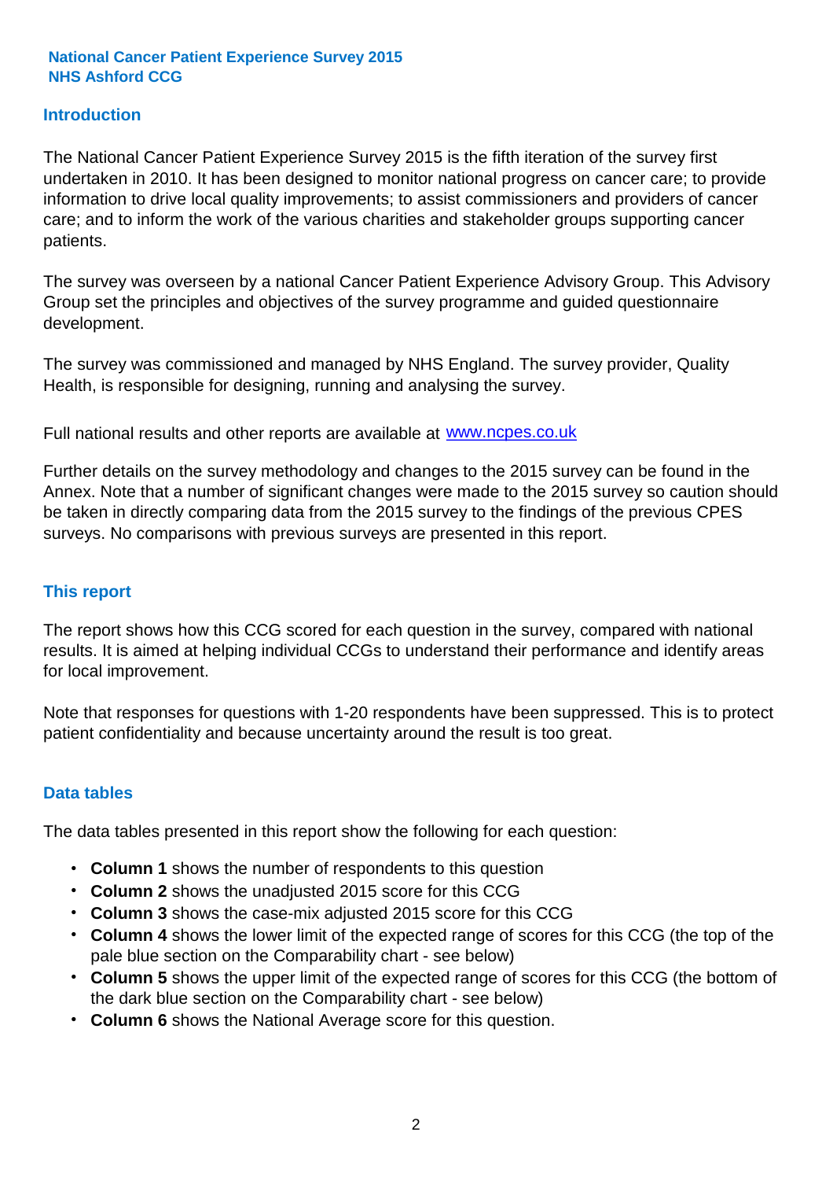**National Cancer Patient Experience Survey 2015**
**NHS Ashford CCG**

## Introduction

The National Cancer Patient Experience Survey 2015 is the fifth iteration of the survey first undertaken in 2010. It has been designed to monitor national progress on cancer care; to provide information to drive local quality improvements; to assist commissioners and providers of cancer care; and to inform the work of the various charities and stakeholder groups supporting cancer patients.

The survey was overseen by a national Cancer Patient Experience Advisory Group. This Advisory Group set the principles and objectives of the survey programme and guided questionnaire development.

The survey was commissioned and managed by NHS England. The survey provider, Quality Health, is responsible for designing, running and analysing the survey.

Full national results and other reports are available at www.ncpes.co.uk

Further details on the survey methodology and changes to the 2015 survey can be found in the Annex. Note that a number of significant changes were made to the 2015 survey so caution should be taken in directly comparing data from the 2015 survey to the findings of the previous CPES surveys. No comparisons with previous surveys are presented in this report.

## This report

The report shows how this CCG scored for each question in the survey, compared with national results. It is aimed at helping individual CCGs to understand their performance and identify areas for local improvement.

Note that responses for questions with 1-20 respondents have been suppressed. This is to protect patient confidentiality and because uncertainty around the result is too great.

## Data tables

The data tables presented in this report show the following for each question:

- **Column 1** shows the number of respondents to this question
- **Column 2** shows the unadjusted 2015 score for this CCG
- **Column 3** shows the case-mix adjusted 2015 score for this CCG
- **Column 4** shows the lower limit of the expected range of scores for this CCG (the top of the pale blue section on the Comparability chart - see below)
- **Column 5** shows the upper limit of the expected range of scores for this CCG (the bottom of the dark blue section on the Comparability chart - see below)
- **Column 6** shows the National Average score for this question.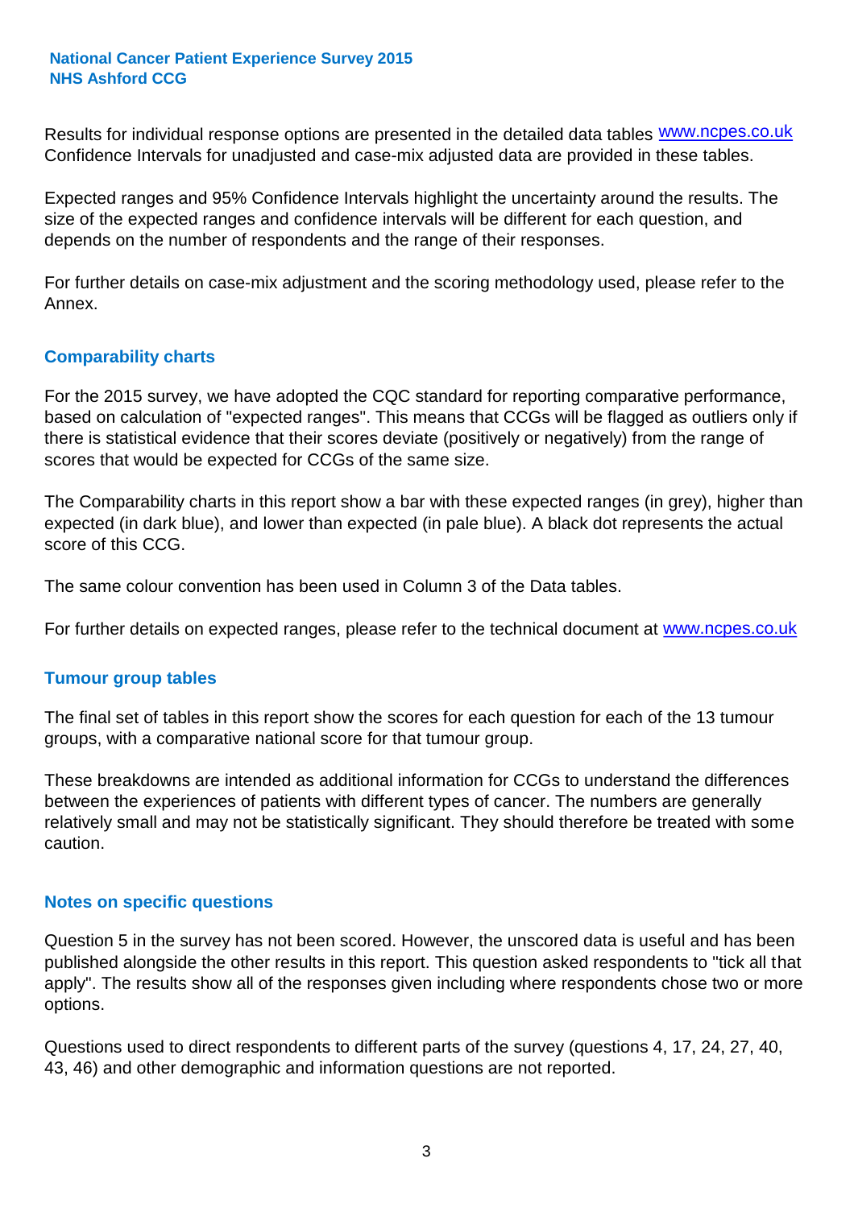Results for individual response options are presented in the detailed data tables www.ncpes.co.uk Confidence Intervals for unadjusted and case-mix adjusted data are provided in these tables.

Expected ranges and 95% Confidence Intervals highlight the uncertainty around the results. The size of the expected ranges and confidence intervals will be different for each question, and depends on the number of respondents and the range of their responses.

For further details on case-mix adjustment and the scoring methodology used, please refer to the Annex.

## Comparability charts

For the 2015 survey, we have adopted the CQC standard for reporting comparative performance, based on calculation of "expected ranges". This means that CCGs will be flagged as outliers only if there is statistical evidence that their scores deviate (positively or negatively) from the range of scores that would be expected for CCGs of the same size.

The Comparability charts in this report show a bar with these expected ranges (in grey), higher than expected (in dark blue), and lower than expected (in pale blue). A black dot represents the actual score of this CCG.

The same colour convention has been used in Column 3 of the Data tables.

For further details on expected ranges, please refer to the technical document at www.ncpes.co.uk

## Tumour group tables

The final set of tables in this report show the scores for each question for each of the 13 tumour groups, with a comparative national score for that tumour group.

These breakdowns are intended as additional information for CCGs to understand the differences between the experiences of patients with different types of cancer. The numbers are generally relatively small and may not be statistically significant. They should therefore be treated with some caution.

## Notes on specific questions

Question 5 in the survey has not been scored. However, the unscored data is useful and has been published alongside the other results in this report. This question asked respondents to "tick all that apply". The results show all of the responses given including where respondents chose two or more options.

Questions used to direct respondents to different parts of the survey (questions 4, 17, 24, 27, 40, 43, 46) and other demographic and information questions are not reported.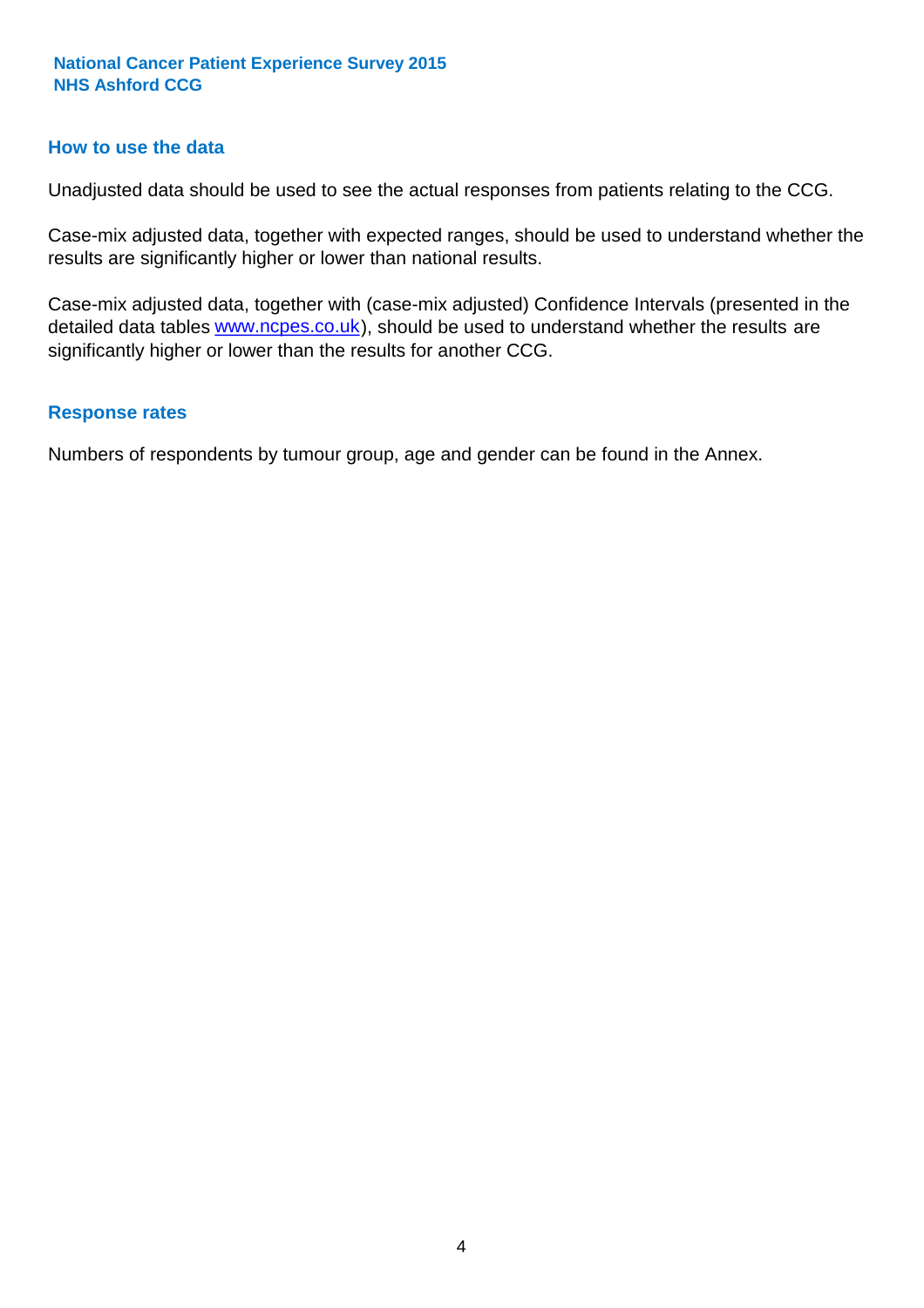## How to use the data

Unadjusted data should be used to see the actual responses from patients relating to the CCG.

Case-mix adjusted data, together with expected ranges, should be used to understand whether the results are significantly higher or lower than national results.

Case-mix adjusted data, together with (case-mix adjusted) Confidence Intervals (presented in the detailed data tables [www.ncpes.co.uk](http://www.ncpes.co.uk)), should be used to understand whether the results are significantly higher or lower than the results for another CCG.

## Response rates

Numbers of respondents by tumour group, age and gender can be found in the Annex.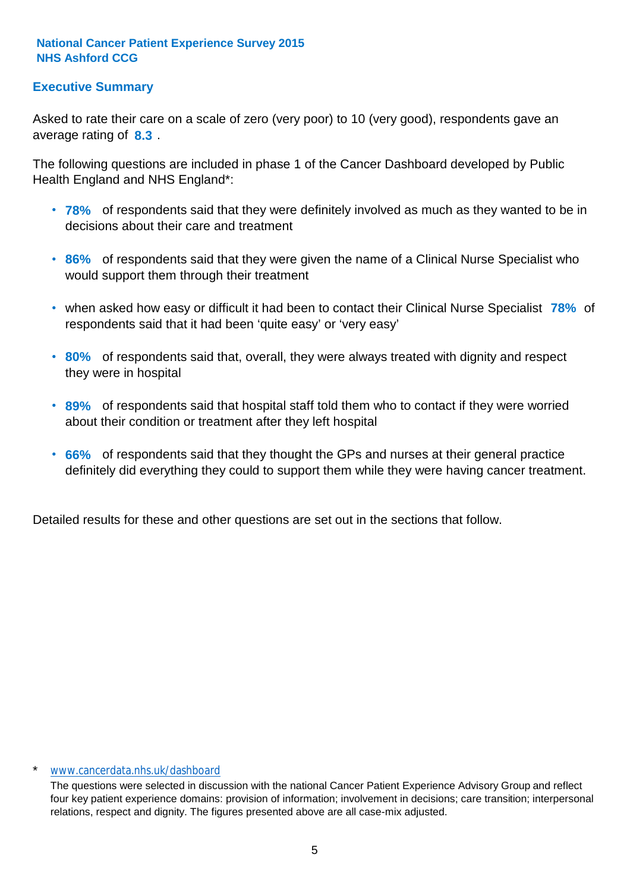**National Cancer Patient Experience Survey 2015**
**NHS Ashford CCG**

## Executive Summary

Asked to rate their care on a scale of zero (very poor) to 10 (very good), respondents gave an average rating of **8.3** .

The following questions are included in phase 1 of the Cancer Dashboard developed by Public Health England and NHS England*:

- **78%** of respondents said that they were definitely involved as much as they wanted to be in decisions about their care and treatment
- **86%** of respondents said that they were given the name of a Clinical Nurse Specialist who would support them through their treatment
- when asked how easy or difficult it had been to contact their Clinical Nurse Specialist **78%** of respondents said that it had been 'quite easy' or 'very easy'
- **80%** of respondents said that, overall, they were always treated with dignity and respect they were in hospital
- **89%** of respondents said that hospital staff told them who to contact if they were worried about their condition or treatment after they left hospital
- **66%** of respondents said that they thought the GPs and nurses at their general practice definitely did everything they could to support them while they were having cancer treatment.

Detailed results for these and other questions are set out in the sections that follow.

\* www.cancerdata.nhs.uk/dashboard

The questions were selected in discussion with the national Cancer Patient Experience Advisory Group and reflect four key patient experience domains: provision of information; involvement in decisions; care transition; interpersonal relations, respect and dignity. The figures presented above are all case-mix adjusted.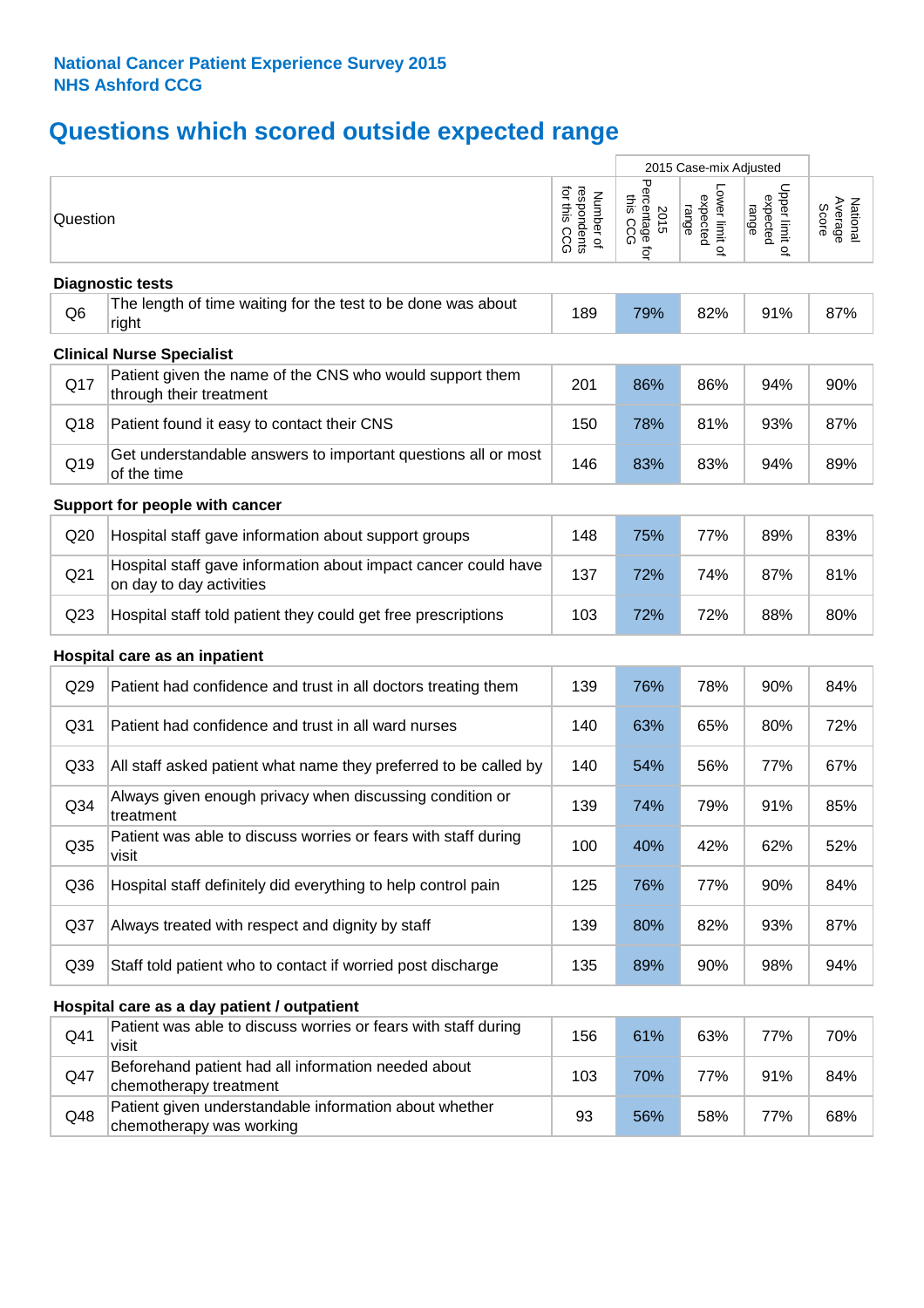**National Cancer Patient Experience Survey 2015**
**NHS Ashford CCG**

# Questions which scored outside expected range

| Question | | Number of respondents for this CCG | 2015 Case-mix Adjusted: 2015 Percentage for this CCG | 2015 Case-mix Adjusted: Lower limit of expected range | 2015 Case-mix Adjusted: Upper limit of expected range | National Average Score |
|---|---|---|---|---|---|---|
| **Diagnostic tests** | | | | | | |
| Q6 | The length of time waiting for the test to be done was about right | 189 | 79% | 82% | 91% | 87% |
| **Clinical Nurse Specialist** | | | | | | |
| Q17 | Patient given the name of the CNS who would support them through their treatment | 201 | 86% | 86% | 94% | 90% |
| Q18 | Patient found it easy to contact their CNS | 150 | 78% | 81% | 93% | 87% |
| Q19 | Get understandable answers to important questions all or most of the time | 146 | 83% | 83% | 94% | 89% |
| **Support for people with cancer** | | | | | | |
| Q20 | Hospital staff gave information about support groups | 148 | 75% | 77% | 89% | 83% |
| Q21 | Hospital staff gave information about impact cancer could have on day to day activities | 137 | 72% | 74% | 87% | 81% |
| Q23 | Hospital staff told patient they could get free prescriptions | 103 | 72% | 72% | 88% | 80% |
| **Hospital care as an inpatient** | | | | | | |
| Q29 | Patient had confidence and trust in all doctors treating them | 139 | 76% | 78% | 90% | 84% |
| Q31 | Patient had confidence and trust in all ward nurses | 140 | 63% | 65% | 80% | 72% |
| Q33 | All staff asked patient what name they preferred to be called by | 140 | 54% | 56% | 77% | 67% |
| Q34 | Always given enough privacy when discussing condition or treatment | 139 | 74% | 79% | 91% | 85% |
| Q35 | Patient was able to discuss worries or fears with staff during visit | 100 | 40% | 42% | 62% | 52% |
| Q36 | Hospital staff definitely did everything to help control pain | 125 | 76% | 77% | 90% | 84% |
| Q37 | Always treated with respect and dignity by staff | 139 | 80% | 82% | 93% | 87% |
| Q39 | Staff told patient who to contact if worried post discharge | 135 | 89% | 90% | 98% | 94% |
| **Hospital care as a day patient / outpatient** | | | | | | |
| Q41 | Patient was able to discuss worries or fears with staff during visit | 156 | 61% | 63% | 77% | 70% |
| Q47 | Beforehand patient had all information needed about chemotherapy treatment | 103 | 70% | 77% | 91% | 84% |
| Q48 | Patient given understandable information about whether chemotherapy was working | 93 | 56% | 58% | 77% | 68% |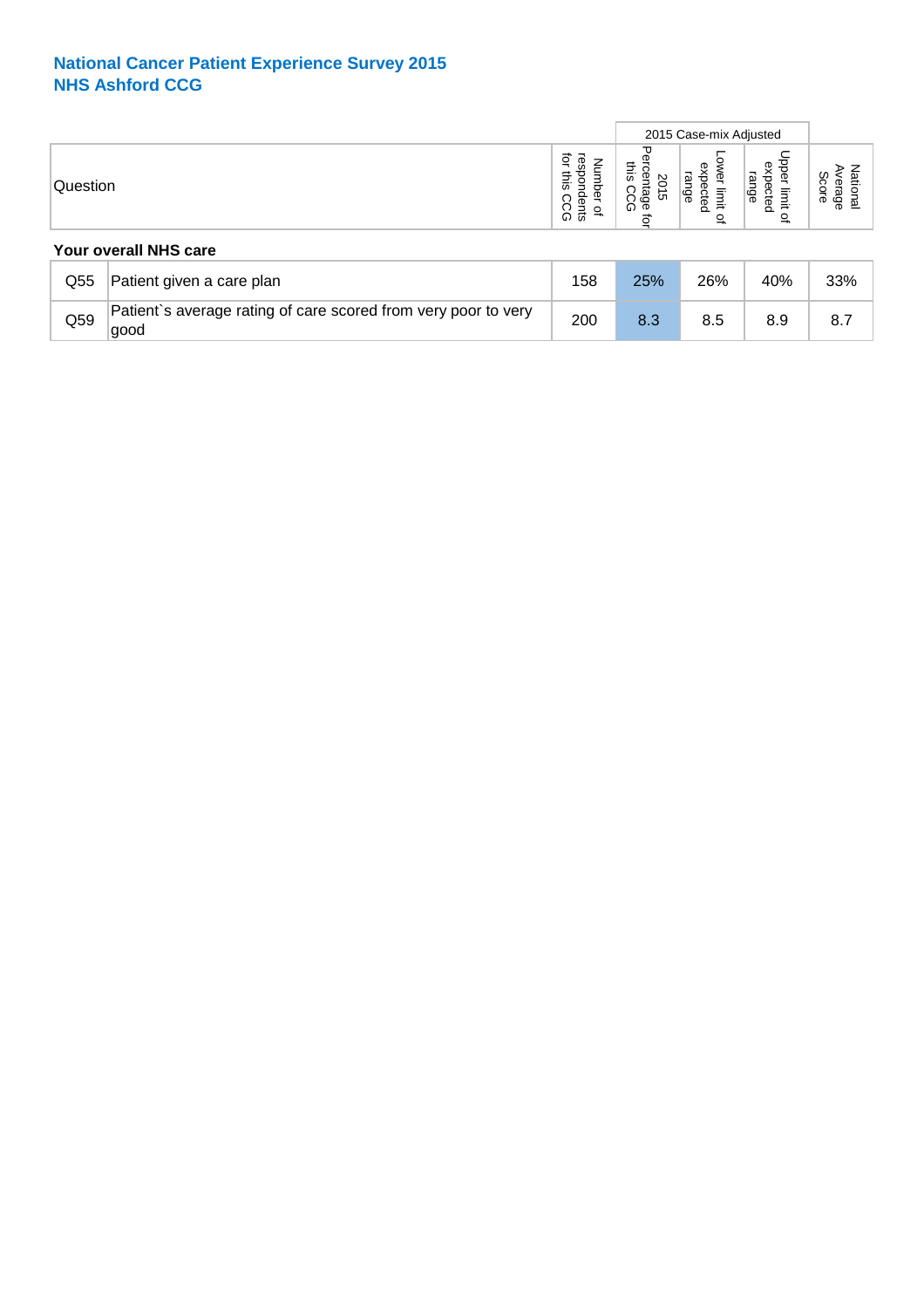## National Cancer Patient Experience Survey 2015
## NHS Ashford CCG

| | Question | Number of respondents for this CCG | 2015 Case-mix Adjusted | | | National Average Score |
|---|---|---|---|---|---|---|
| | | | 2015 Percentage for this CCG | Lower limit of expected range | Upper limit of expected range | |

**Your overall NHS care**

| | Question | Number of respondents for this CCG | 2015 Percentage for this CCG | Lower limit of expected range | Upper limit of expected range | National Average Score |
|---|---|---|---|---|---|---|
| Q55 | Patient given a care plan | 158 | 25% | 26% | 40% | 33% |
| Q59 | Patient`s average rating of care scored from very poor to very good | 200 | 8.3 | 8.5 | 8.9 | 8.7 |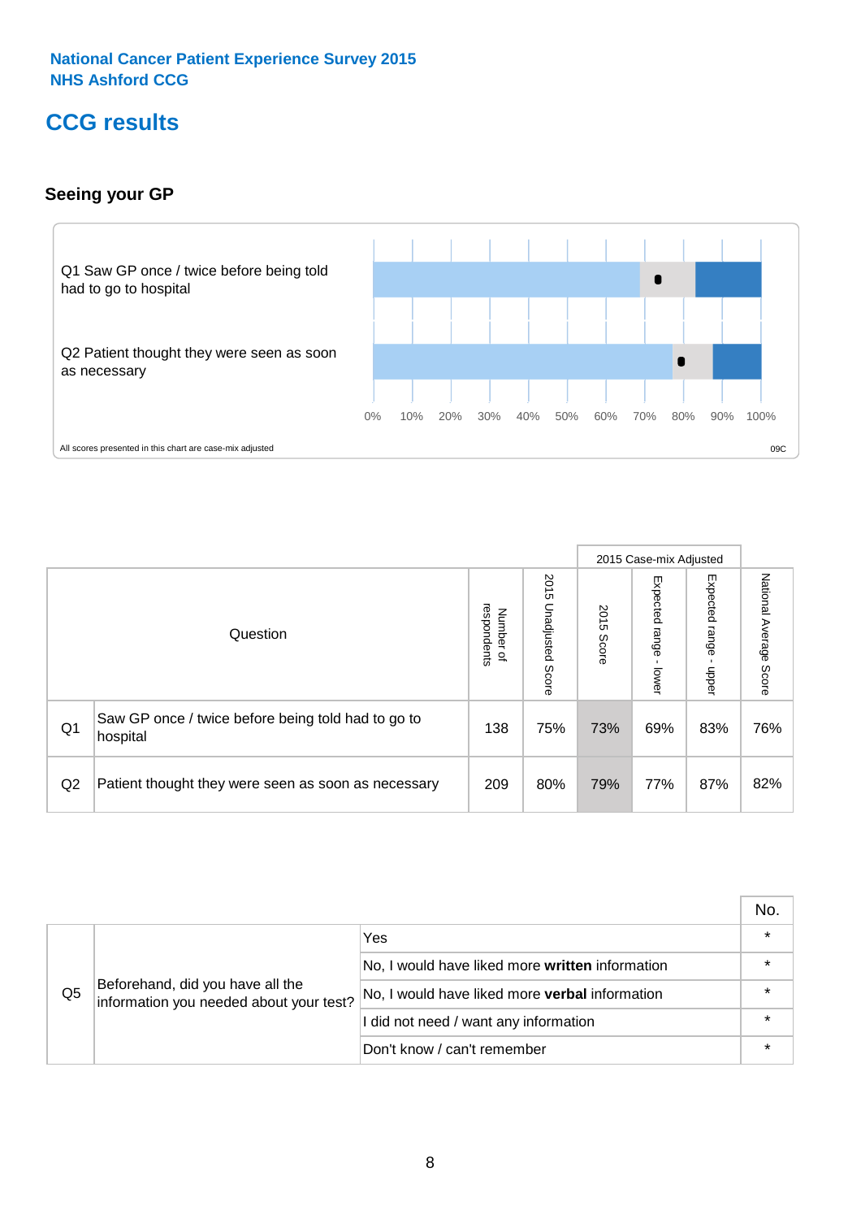National Cancer Patient Experience Survey 2015
NHS Ashford CCG

# CCG results

## Seeing your GP

Q1 Saw GP once / twice before being told had to go to hospital

Q2 Patient thought they were seen as soon as necessary

0% 10% 20% 30% 40% 50% 60% 70% 80% 90% 100%

All scores presented in this chart are case-mix adjusted

09C

| | Question | Number of respondents | 2015 Unadjusted Score | 2015 Case-mix Adjusted: 2015 Score | 2015 Case-mix Adjusted: Expected range - lower | 2015 Case-mix Adjusted: Expected range - upper | National Average Score |
|---|---|---|---|---|---|---|---|
| Q1 | Saw GP once / twice before being told had to go to hospital | 138 | 75% | 73% | 69% | 83% | 76% |
| Q2 | Patient thought they were seen as soon as necessary | 209 | 80% | 79% | 77% | 87% | 82% |

| | | | No. |
|---|---|---|---|
| Q5 | Beforehand, did you have all the information you needed about your test? | Yes | * |
| | | No, I would have liked more **written** information | * |
| | | No, I would have liked more **verbal** information | * |
| | | I did not need / want any information | * |
| | | Don't know / can't remember | * |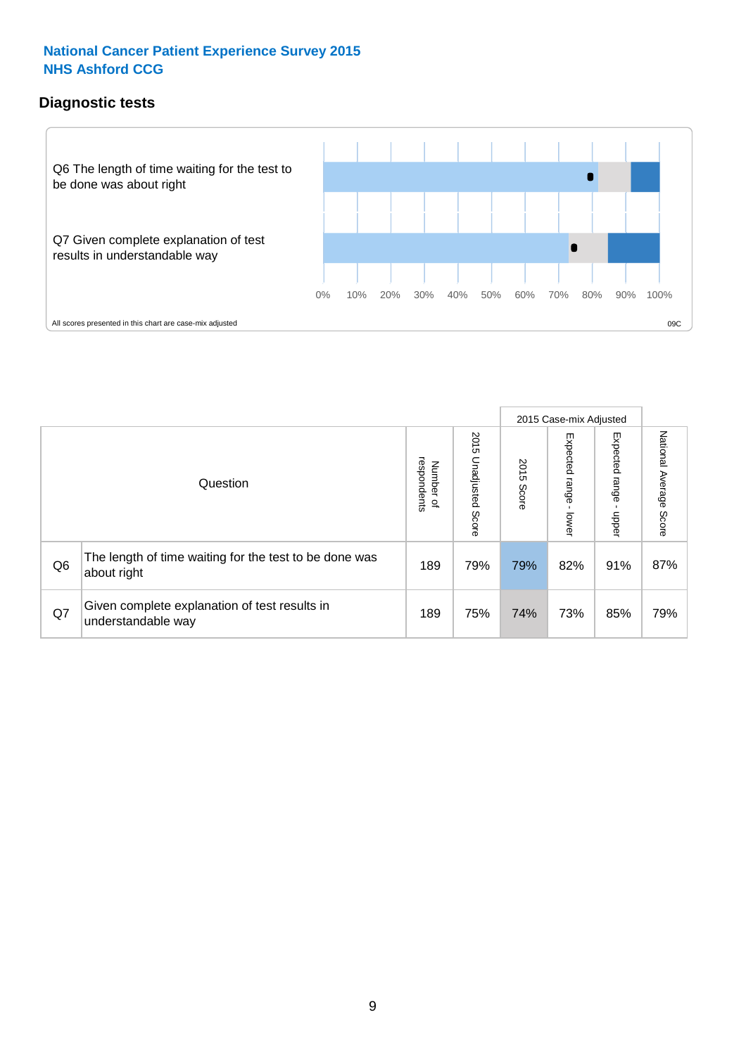**National Cancer Patient Experience Survey 2015**
**NHS Ashford CCG**

## Diagnostic tests

Q6 The length of time waiting for the test to be done was about right

Q7 Given complete explanation of test results in understandable way

0% 10% 20% 30% 40% 50% 60% 70% 80% 90% 100%

All scores presented in this chart are case-mix adjusted

09C

| | Question | Number of respondents | 2015 Unadjusted Score | 2015 Case-mix Adjusted: 2015 Score | 2015 Case-mix Adjusted: Expected range - lower | 2015 Case-mix Adjusted: Expected range - upper | National Average Score |
|---|---|---|---|---|---|---|---|
| Q6 | The length of time waiting for the test to be done was about right | 189 | 79% | 79% | 82% | 91% | 87% |
| Q7 | Given complete explanation of test results in understandable way | 189 | 75% | 74% | 73% | 85% | 79% |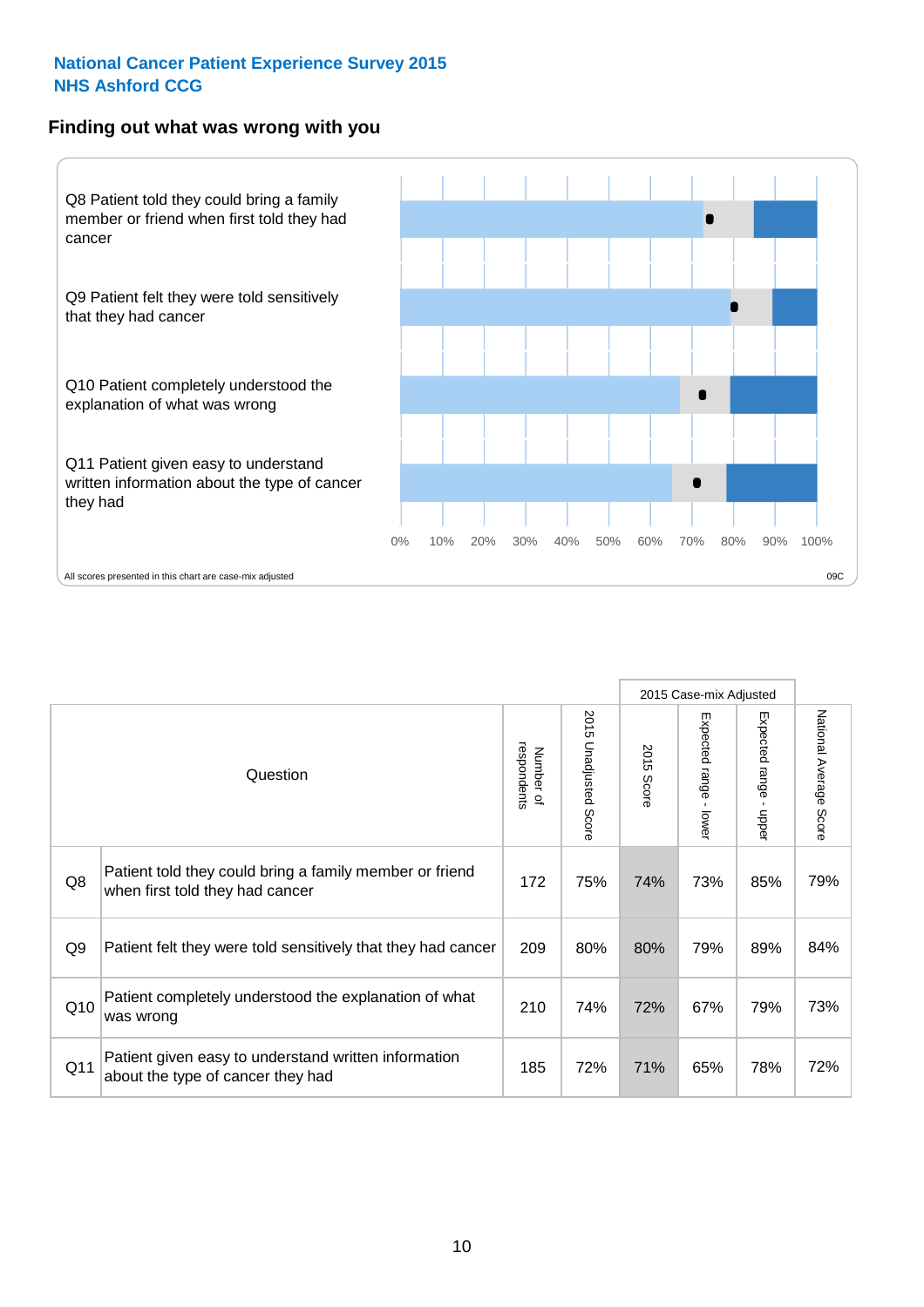**National Cancer Patient Experience Survey 2015**
**NHS Ashford CCG**

## Finding out what was wrong with you

Q8 Patient told they could bring a family member or friend when first told they had cancer

Q9 Patient felt they were told sensitively that they had cancer

Q10 Patient completely understood the explanation of what was wrong

Q11 Patient given easy to understand written information about the type of cancer they had

0% 10% 20% 30% 40% 50% 60% 70% 80% 90% 100%

All scores presented in this chart are case-mix adjusted

09C

| | Question | Number of respondents | 2015 Unadjusted Score | 2015 Case-mix Adjusted | | | National Average Score |
|---|---|---|---|---|---|---|---|
| | | | | 2015 Score | Expected range - lower | Expected range - upper | |
| Q8 | Patient told they could bring a family member or friend when first told they had cancer | 172 | 75% | 74% | 73% | 85% | 79% |
| Q9 | Patient felt they were told sensitively that they had cancer | 209 | 80% | 80% | 79% | 89% | 84% |
| Q10 | Patient completely understood the explanation of what was wrong | 210 | 74% | 72% | 67% | 79% | 73% |
| Q11 | Patient given easy to understand written information about the type of cancer they had | 185 | 72% | 71% | 65% | 78% | 72% |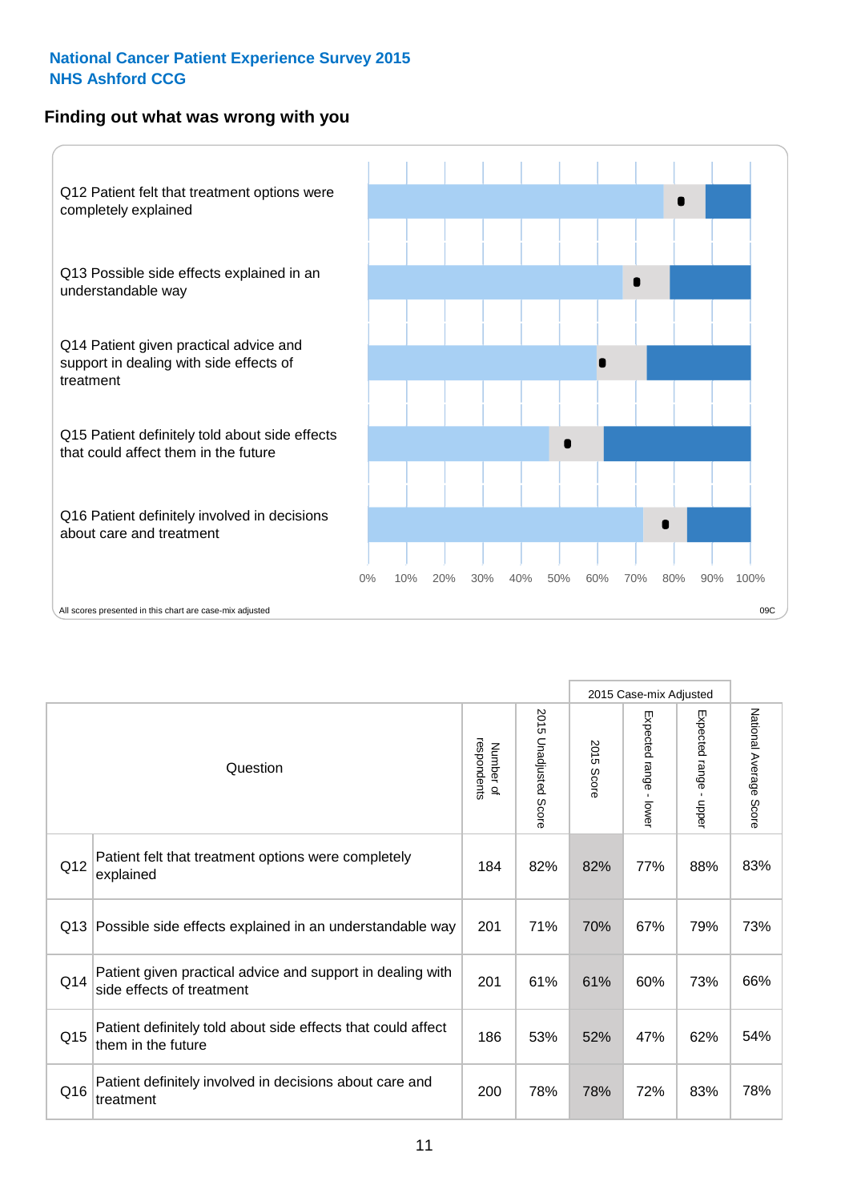National Cancer Patient Experience Survey 2015
NHS Ashford CCG

## Finding out what was wrong with you

Q12 Patient felt that treatment options were completely explained

Q13 Possible side effects explained in an understandable way

Q14 Patient given practical advice and support in dealing with side effects of treatment

Q15 Patient definitely told about side effects that could affect them in the future

Q16 Patient definitely involved in decisions about care and treatment

0% 10% 20% 30% 40% 50% 60% 70% 80% 90% 100%

All scores presented in this chart are case-mix adjusted

09C

| | Question | Number of respondents | 2015 Unadjusted Score | 2015 Case-mix Adjusted: 2015 Score | 2015 Case-mix Adjusted: Expected range - lower | 2015 Case-mix Adjusted: Expected range - upper | National Average Score |
|---|---|---|---|---|---|---|---|
| Q12 | Patient felt that treatment options were completely explained | 184 | 82% | 82% | 77% | 88% | 83% |
| Q13 | Possible side effects explained in an understandable way | 201 | 71% | 70% | 67% | 79% | 73% |
| Q14 | Patient given practical advice and support in dealing with side effects of treatment | 201 | 61% | 61% | 60% | 73% | 66% |
| Q15 | Patient definitely told about side effects that could affect them in the future | 186 | 53% | 52% | 47% | 62% | 54% |
| Q16 | Patient definitely involved in decisions about care and treatment | 200 | 78% | 78% | 72% | 83% | 78% |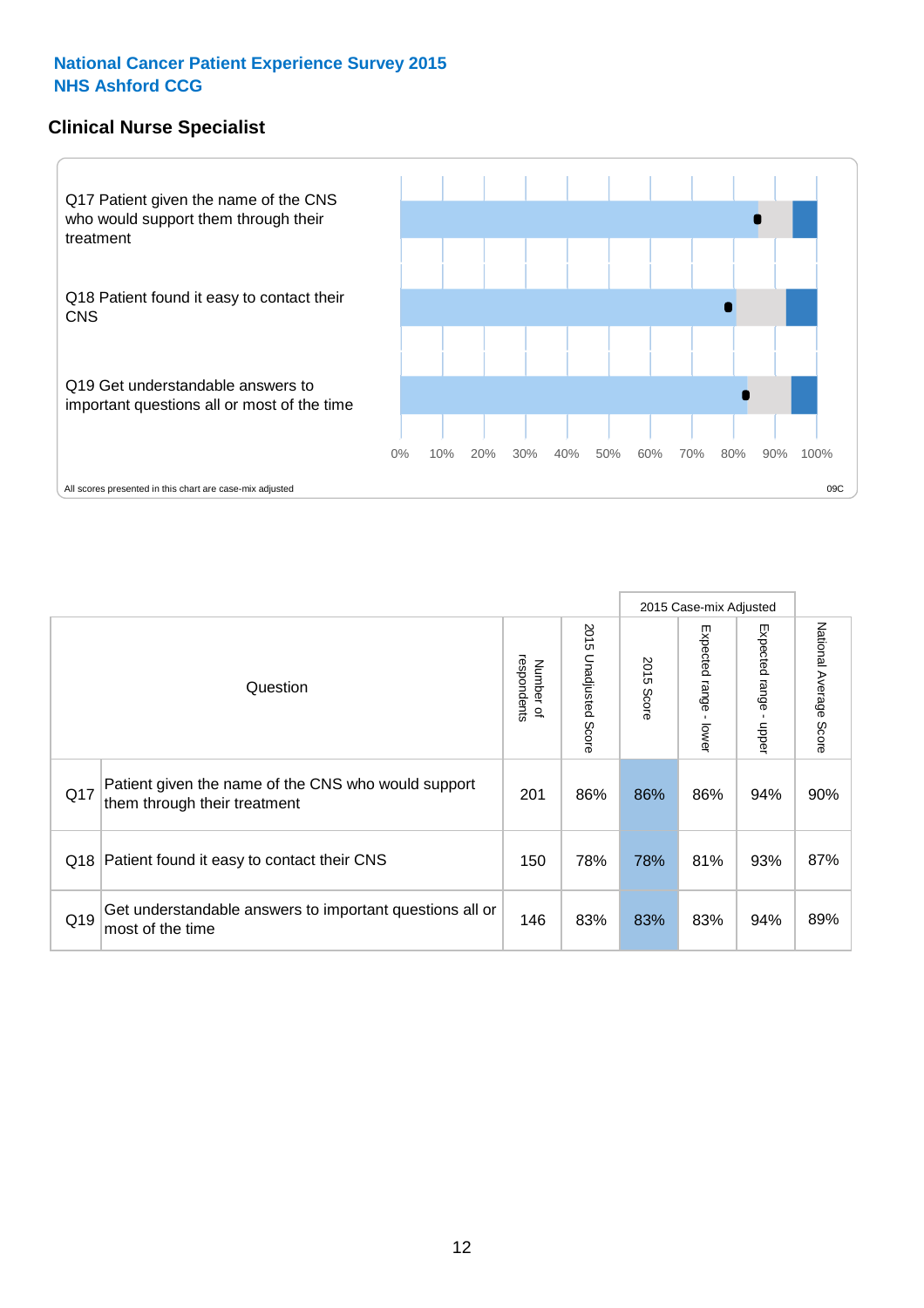National Cancer Patient Experience Survey 2015
NHS Ashford CCG

## Clinical Nurse Specialist

Q17 Patient given the name of the CNS who would support them through their treatment

Q18 Patient found it easy to contact their CNS

Q19 Get understandable answers to important questions all or most of the time

0% 10% 20% 30% 40% 50% 60% 70% 80% 90% 100%

All scores presented in this chart are case-mix adjusted

09C

| Question | | Number of respondents | 2015 Unadjusted Score | 2015 Case-mix Adjusted | | | National Average Score |
|---|---|---|---|---|---|---|---|
| | | | | 2015 Score | Expected range - lower | Expected range - upper | |
| Q17 | Patient given the name of the CNS who would support them through their treatment | 201 | 86% | 86% | 86% | 94% | 90% |
| Q18 | Patient found it easy to contact their CNS | 150 | 78% | 78% | 81% | 93% | 87% |
| Q19 | Get understandable answers to important questions all or most of the time | 146 | 83% | 83% | 83% | 94% | 89% |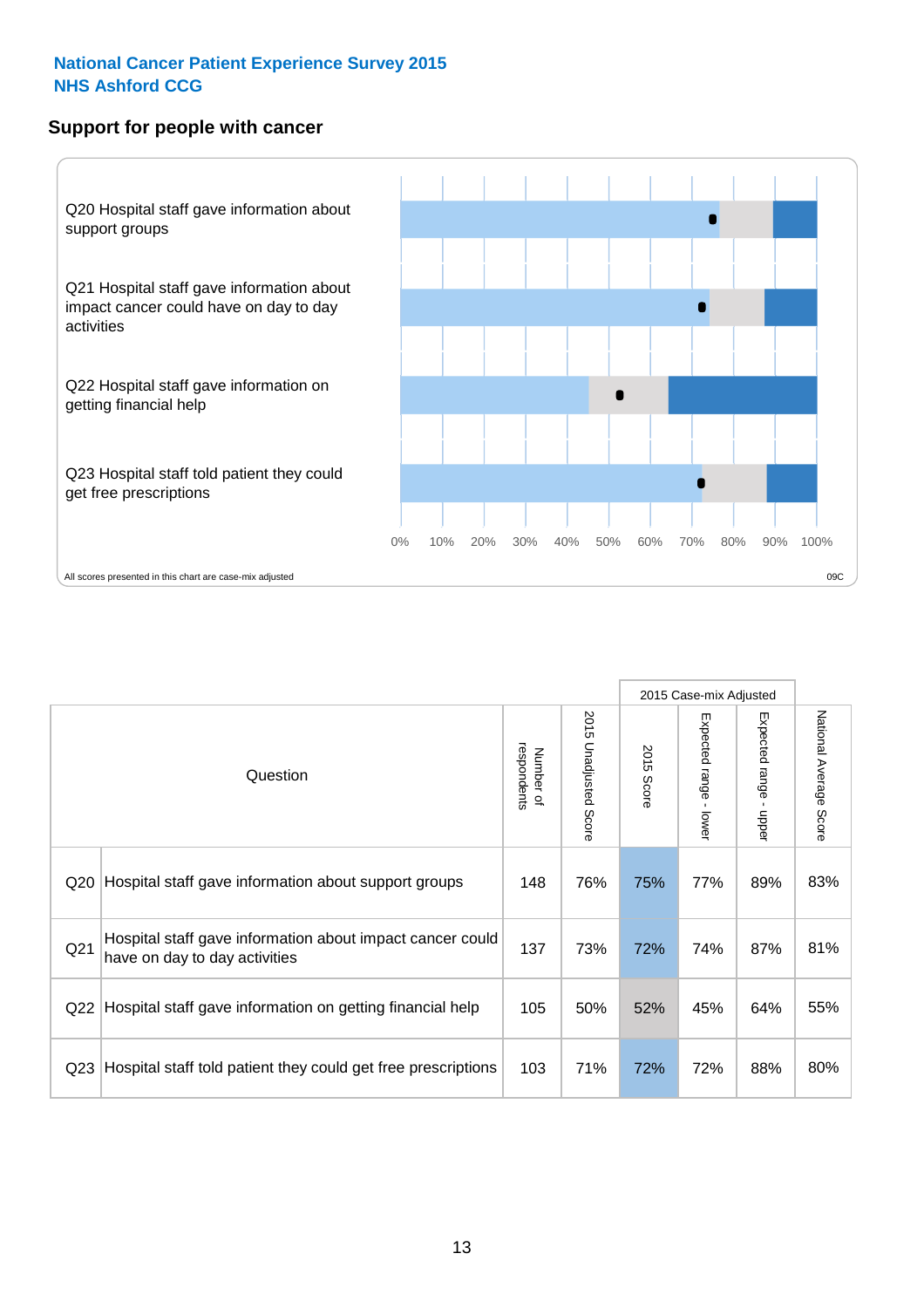**National Cancer Patient Experience Survey 2015**
**NHS Ashford CCG**

## Support for people with cancer

Q20 Hospital staff gave information about support groups

Q21 Hospital staff gave information about impact cancer could have on day to day activities

Q22 Hospital staff gave information on getting financial help

Q23 Hospital staff told patient they could get free prescriptions

0% 10% 20% 30% 40% 50% 60% 70% 80% 90% 100%

All scores presented in this chart are case-mix adjusted

09C

| | Question | Number of respondents | 2015 Unadjusted Score | 2015 Case-mix Adjusted: 2015 Score | 2015 Case-mix Adjusted: Expected range - lower | 2015 Case-mix Adjusted: Expected range - upper | National Average Score |
|---|---|---|---|---|---|---|---|
| Q20 | Hospital staff gave information about support groups | 148 | 76% | 75% | 77% | 89% | 83% |
| Q21 | Hospital staff gave information about impact cancer could have on day to day activities | 137 | 73% | 72% | 74% | 87% | 81% |
| Q22 | Hospital staff gave information on getting financial help | 105 | 50% | 52% | 45% | 64% | 55% |
| Q23 | Hospital staff told patient they could get free prescriptions | 103 | 71% | 72% | 72% | 88% | 80% |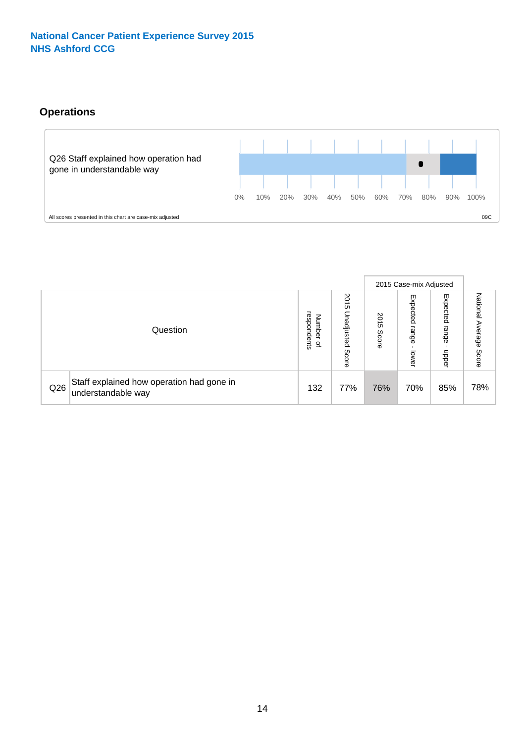National Cancer Patient Experience Survey 2015
NHS Ashford CCG

## Operations

Q26 Staff explained how operation had gone in understandable way

0% 10% 20% 30% 40% 50% 60% 70% 80% 90% 100%

All scores presented in this chart are case-mix adjusted

09C

| Question | | Number of respondents | 2015 Unadjusted Score | 2015 Case-mix Adjusted | | | National Average Score |
|---|---|---|---|---|---|---|---|
| | | | | 2015 Score | Expected range - lower | Expected range - upper | |
| Q26 | Staff explained how operation had gone in understandable way | 132 | 77% | 76% | 70% | 85% | 78% |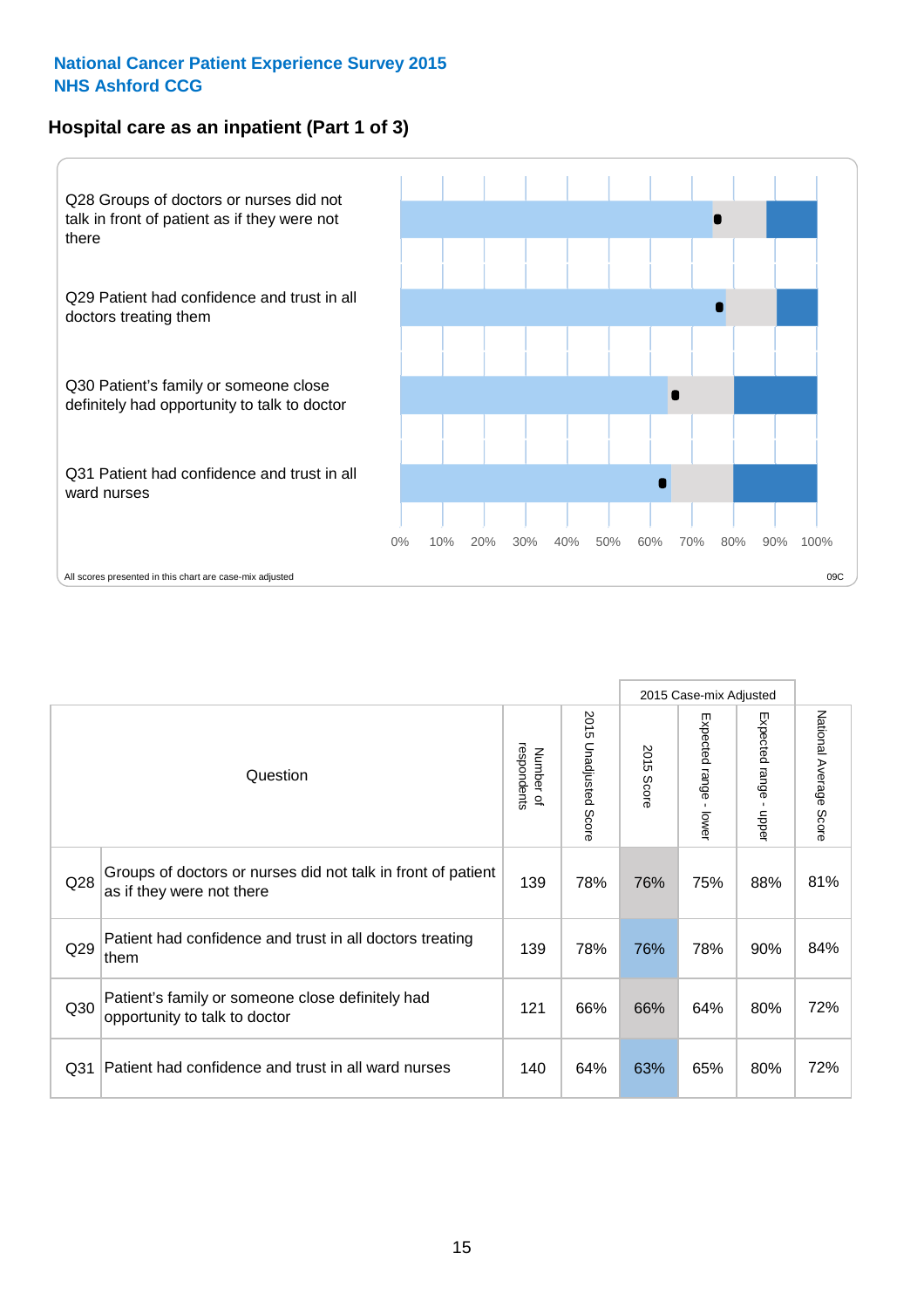**National Cancer Patient Experience Survey 2015**
**NHS Ashford CCG**

## Hospital care as an inpatient (Part 1 of 3)

Q28 Groups of doctors or nurses did not talk in front of patient as if they were not there

Q29 Patient had confidence and trust in all doctors treating them

Q30 Patient's family or someone close definitely had opportunity to talk to doctor

Q31 Patient had confidence and trust in all ward nurses

0% 10% 20% 30% 40% 50% 60% 70% 80% 90% 100%

All scores presented in this chart are case-mix adjusted

09C

| | Question | Number of respondents | 2015 Unadjusted Score | 2015 Case-mix Adjusted: 2015 Score | 2015 Case-mix Adjusted: Expected range - lower | 2015 Case-mix Adjusted: Expected range - upper | National Average Score |
|---|---|---|---|---|---|---|---|
| Q28 | Groups of doctors or nurses did not talk in front of patient as if they were not there | 139 | 78% | 76% | 75% | 88% | 81% |
| Q29 | Patient had confidence and trust in all doctors treating them | 139 | 78% | 76% | 78% | 90% | 84% |
| Q30 | Patient's family or someone close definitely had opportunity to talk to doctor | 121 | 66% | 66% | 64% | 80% | 72% |
| Q31 | Patient had confidence and trust in all ward nurses | 140 | 64% | 63% | 65% | 80% | 72% |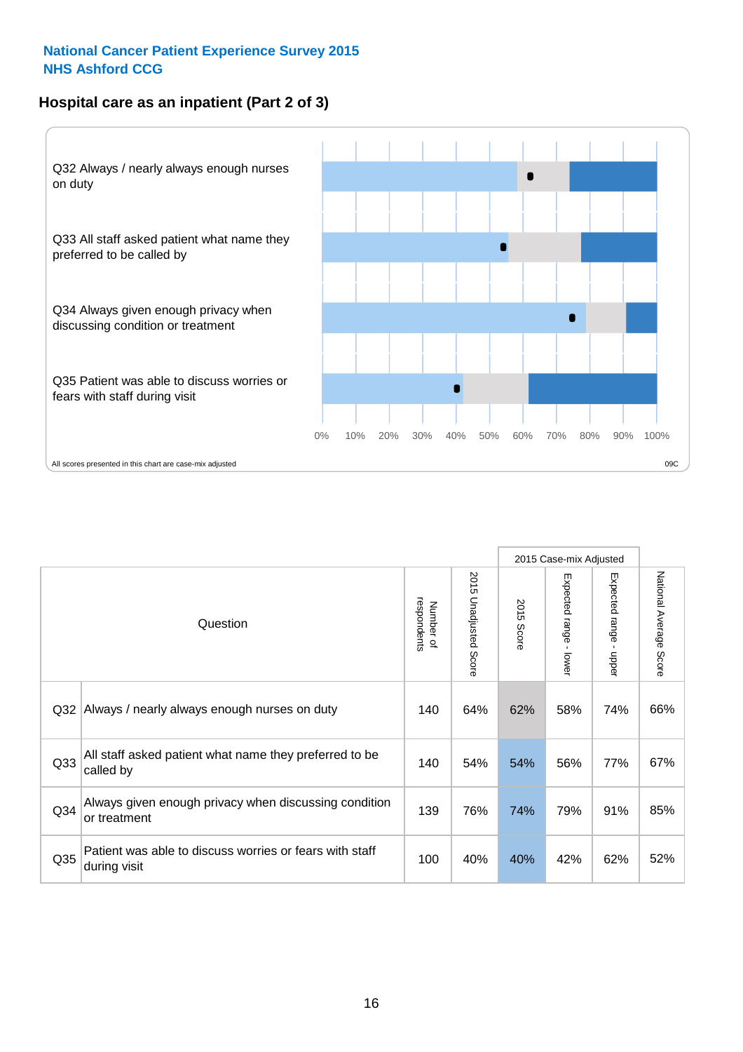**National Cancer Patient Experience Survey 2015**
**NHS Ashford CCG**

## Hospital care as an inpatient (Part 2 of 3)

Q32 Always / nearly always enough nurses on duty

Q33 All staff asked patient what name they preferred to be called by

Q34 Always given enough privacy when discussing condition or treatment

Q35 Patient was able to discuss worries or fears with staff during visit

0% 10% 20% 30% 40% 50% 60% 70% 80% 90% 100%

All scores presented in this chart are case-mix adjusted

09C

| Question | | Number of respondents | 2015 Unadjusted Score | 2015 Case-mix Adjusted: 2015 Score | 2015 Case-mix Adjusted: Expected range - lower | 2015 Case-mix Adjusted: Expected range - upper | National Average Score |
|---|---|---|---|---|---|---|---|
| Q32 | Always / nearly always enough nurses on duty | 140 | 64% | 62% | 58% | 74% | 66% |
| Q33 | All staff asked patient what name they preferred to be called by | 140 | 54% | 54% | 56% | 77% | 67% |
| Q34 | Always given enough privacy when discussing condition or treatment | 139 | 76% | 74% | 79% | 91% | 85% |
| Q35 | Patient was able to discuss worries or fears with staff during visit | 100 | 40% | 40% | 42% | 62% | 52% |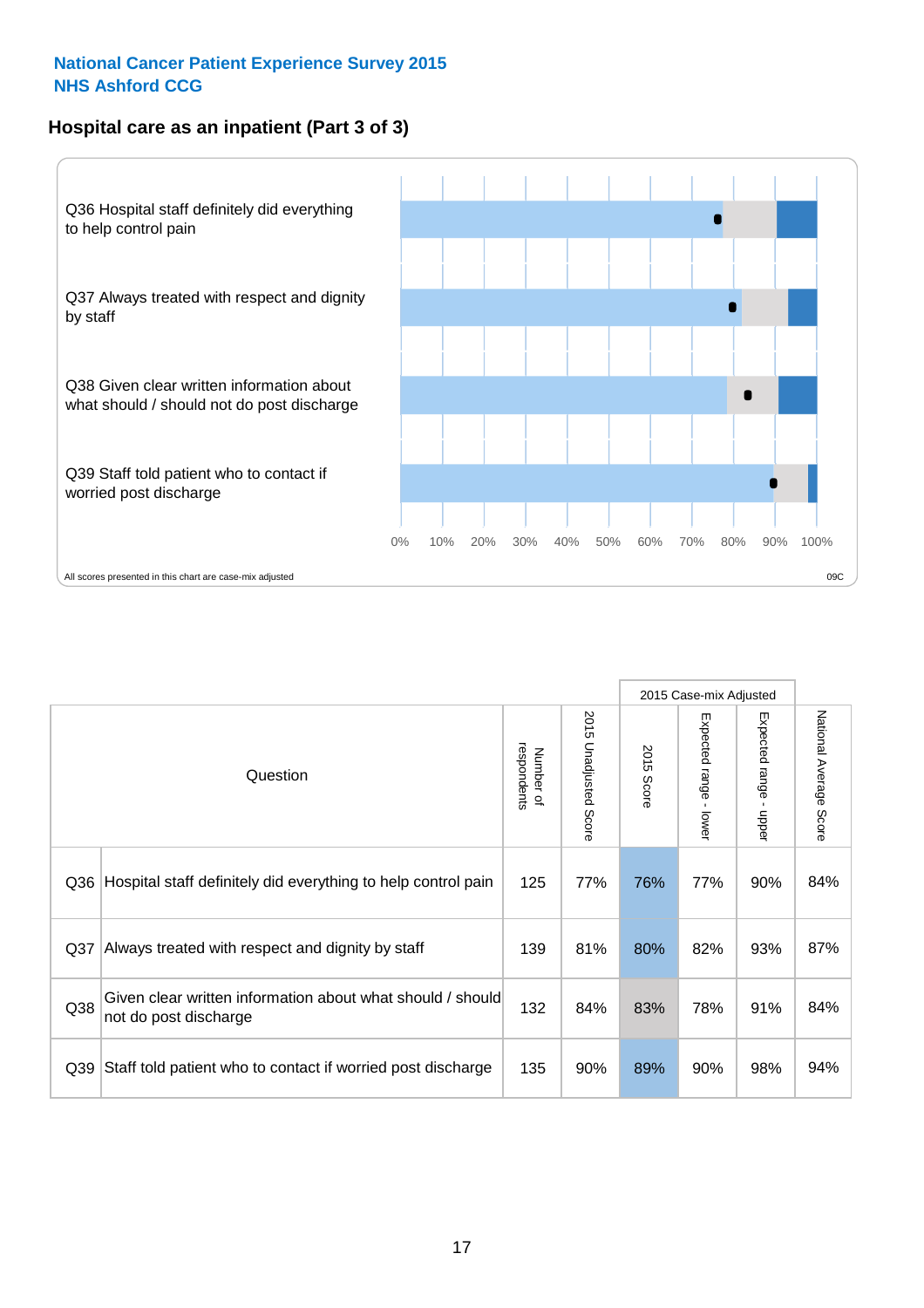National Cancer Patient Experience Survey 2015
NHS Ashford CCG

## Hospital care as an inpatient (Part 3 of 3)

Q36 Hospital staff definitely did everything to help control pain

Q37 Always treated with respect and dignity by staff

Q38 Given clear written information about what should / should not do post discharge

Q39 Staff told patient who to contact if worried post discharge

0% 10% 20% 30% 40% 50% 60% 70% 80% 90% 100%

All scores presented in this chart are case-mix adjusted

09C

| Question | | Number of respondents | 2015 Unadjusted Score | 2015 Case-mix Adjusted | | | National Average Score |
|---|---|---|---|---|---|---|---|
| | | | | 2015 Score | Expected range - lower | Expected range - upper | |
| Q36 | Hospital staff definitely did everything to help control pain | 125 | 77% | 76% | 77% | 90% | 84% |
| Q37 | Always treated with respect and dignity by staff | 139 | 81% | 80% | 82% | 93% | 87% |
| Q38 | Given clear written information about what should / should not do post discharge | 132 | 84% | 83% | 78% | 91% | 84% |
| Q39 | Staff told patient who to contact if worried post discharge | 135 | 90% | 89% | 90% | 98% | 94% |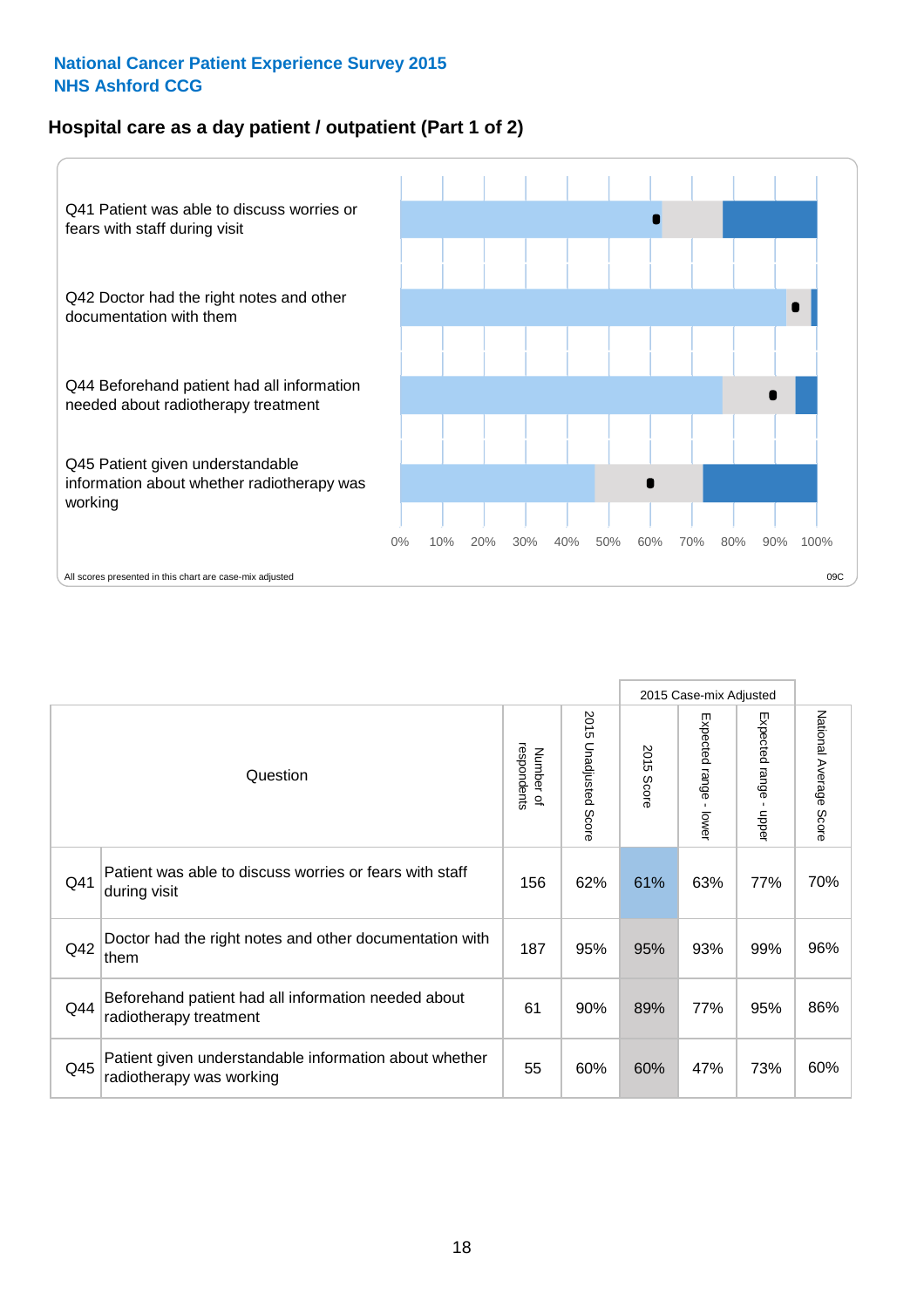**National Cancer Patient Experience Survey 2015**
**NHS Ashford CCG**

## Hospital care as a day patient / outpatient (Part 1 of 2)

Q41 Patient was able to discuss worries or fears with staff during visit

Q42 Doctor had the right notes and other documentation with them

Q44 Beforehand patient had all information needed about radiotherapy treatment

Q45 Patient given understandable information about whether radiotherapy was working

0% 10% 20% 30% 40% 50% 60% 70% 80% 90% 100%

All scores presented in this chart are case-mix adjusted

09C

| Question | | Number of respondents | 2015 Unadjusted Score | 2015 Case-mix Adjusted | | | National Average Score |
|---|---|---|---|---|---|---|---|
| | | | | 2015 Score | Expected range - lower | Expected range - upper | |
| Q41 | Patient was able to discuss worries or fears with staff during visit | 156 | 62% | 61% | 63% | 77% | 70% |
| Q42 | Doctor had the right notes and other documentation with them | 187 | 95% | 95% | 93% | 99% | 96% |
| Q44 | Beforehand patient had all information needed about radiotherapy treatment | 61 | 90% | 89% | 77% | 95% | 86% |
| Q45 | Patient given understandable information about whether radiotherapy was working | 55 | 60% | 60% | 47% | 73% | 60% |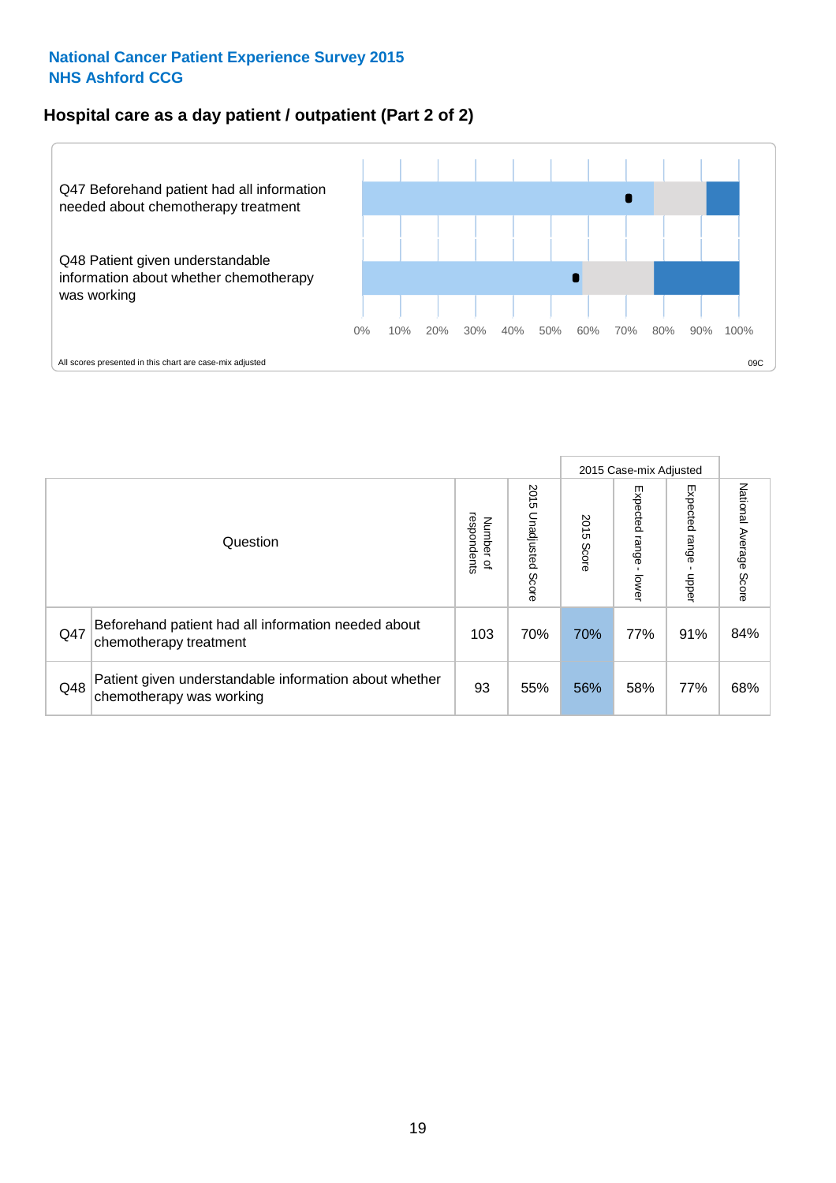**National Cancer Patient Experience Survey 2015**
**NHS Ashford CCG**

## Hospital care as a day patient / outpatient (Part 2 of 2)

Q47 Beforehand patient had all information needed about chemotherapy treatment

Q48 Patient given understandable information about whether chemotherapy was working

0% 10% 20% 30% 40% 50% 60% 70% 80% 90% 100%

All scores presented in this chart are case-mix adjusted

09C

| | Question | Number of respondents | 2015 Unadjusted Score | 2015 Case-mix Adjusted: 2015 Score | 2015 Case-mix Adjusted: Expected range - lower | 2015 Case-mix Adjusted: Expected range - upper | National Average Score |
|---|---|---|---|---|---|---|---|
| Q47 | Beforehand patient had all information needed about chemotherapy treatment | 103 | 70% | 70% | 77% | 91% | 84% |
| Q48 | Patient given understandable information about whether chemotherapy was working | 93 | 55% | 56% | 58% | 77% | 68% |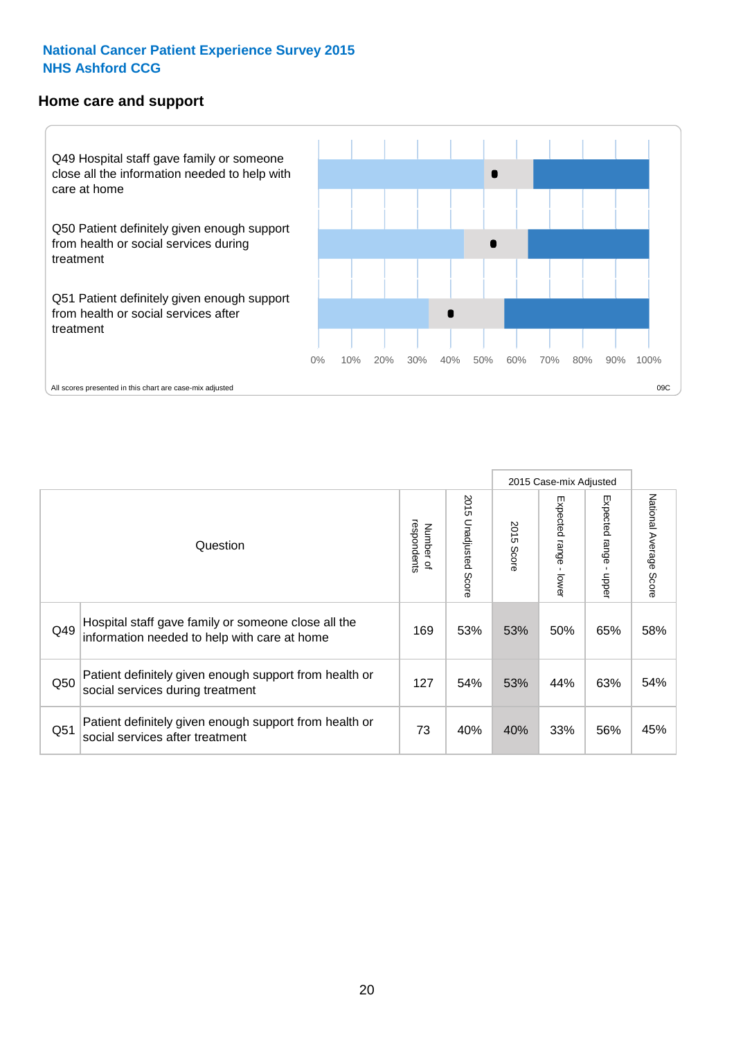**National Cancer Patient Experience Survey 2015**
**NHS Ashford CCG**

## Home care and support

Q49 Hospital staff gave family or someone close all the information needed to help with care at home

Q50 Patient definitely given enough support from health or social services during treatment

Q51 Patient definitely given enough support from health or social services after treatment

0% 10% 20% 30% 40% 50% 60% 70% 80% 90% 100%

All scores presented in this chart are case-mix adjusted

09C

| Question | | Number of respondents | 2015 Unadjusted Score | 2015 Case-mix Adjusted: 2015 Score | 2015 Case-mix Adjusted: Expected range - lower | 2015 Case-mix Adjusted: Expected range - upper | National Average Score |
|---|---|---|---|---|---|---|---|
| Q49 | Hospital staff gave family or someone close all the information needed to help with care at home | 169 | 53% | 53% | 50% | 65% | 58% |
| Q50 | Patient definitely given enough support from health or social services during treatment | 127 | 54% | 53% | 44% | 63% | 54% |
| Q51 | Patient definitely given enough support from health or social services after treatment | 73 | 40% | 40% | 33% | 56% | 45% |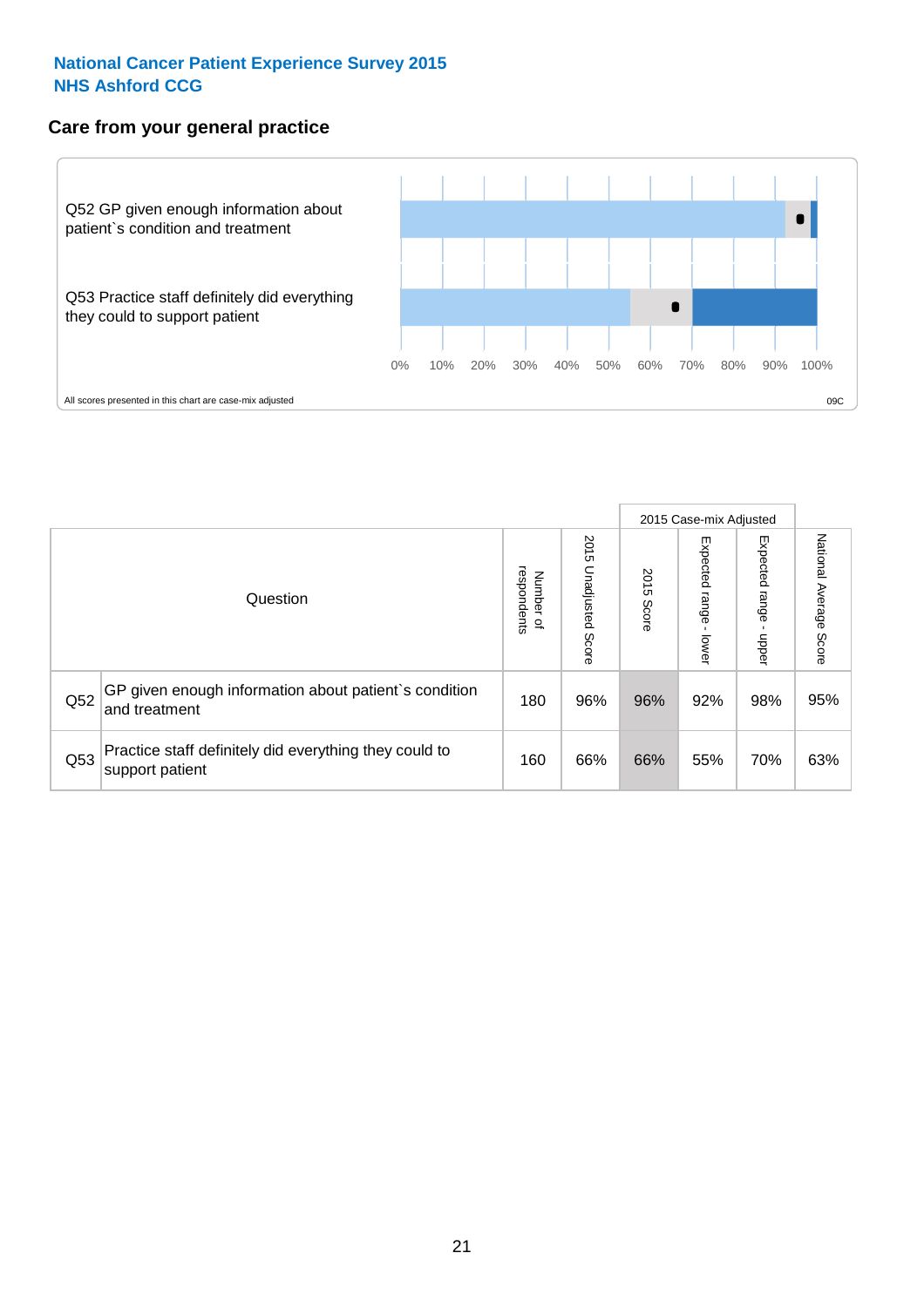National Cancer Patient Experience Survey 2015
NHS Ashford CCG

## Care from your general practice

Q52 GP given enough information about patient`s condition and treatment

Q53 Practice staff definitely did everything they could to support patient

0% 10% 20% 30% 40% 50% 60% 70% 80% 90% 100%

All scores presented in this chart are case-mix adjusted

09C

| Question | | Number of respondents | 2015 Unadjusted Score | 2015 Case-mix Adjusted: 2015 Score | 2015 Case-mix Adjusted: Expected range - lower | 2015 Case-mix Adjusted: Expected range - upper | National Average Score |
|---|---|---|---|---|---|---|---|
| Q52 | GP given enough information about patient`s condition and treatment | 180 | 96% | 96% | 92% | 98% | 95% |
| Q53 | Practice staff definitely did everything they could to support patient | 160 | 66% | 66% | 55% | 70% | 63% |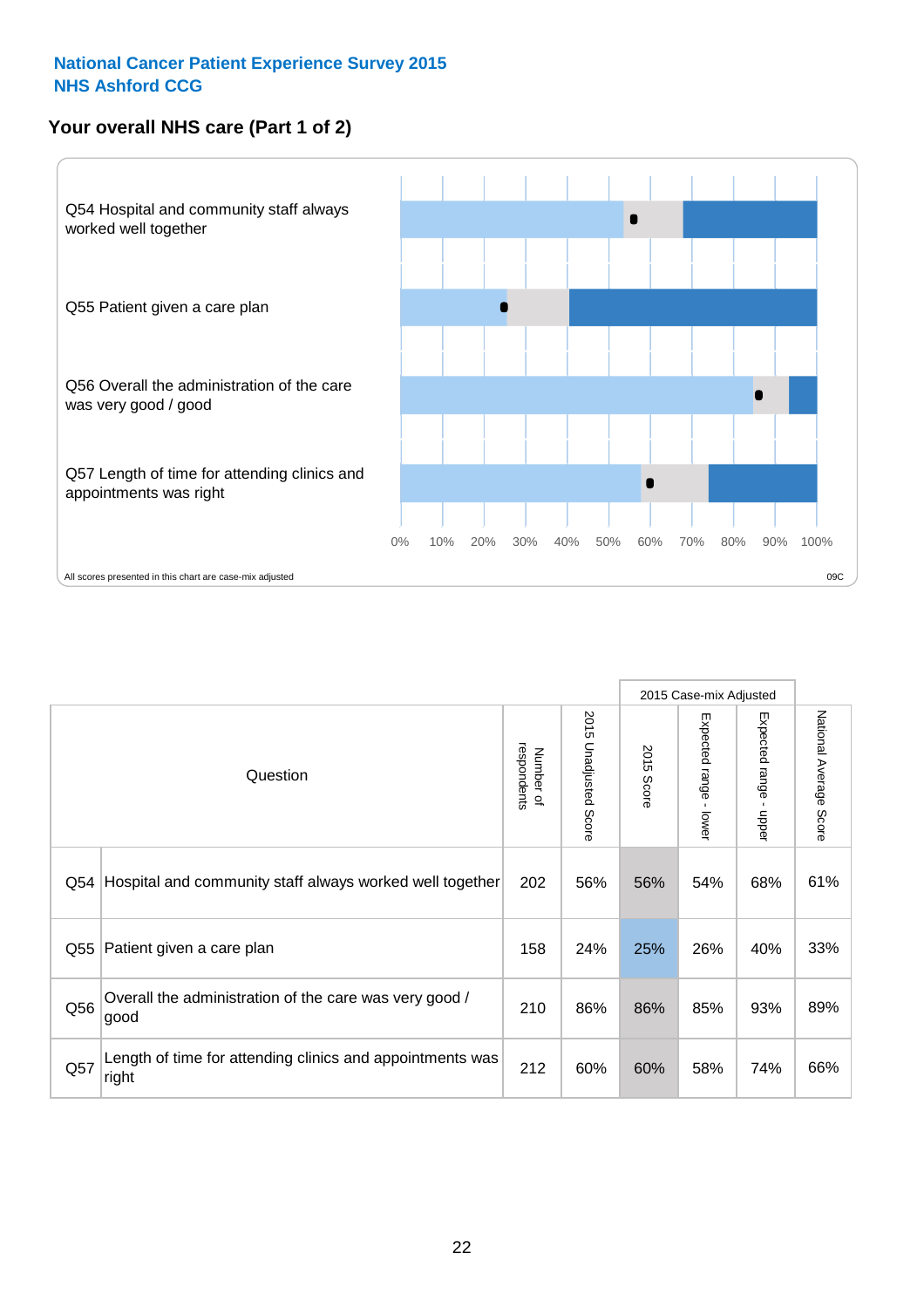National Cancer Patient Experience Survey 2015
NHS Ashford CCG

## Your overall NHS care (Part 1 of 2)

Q54 Hospital and community staff always worked well together

Q55 Patient given a care plan

Q56 Overall the administration of the care was very good / good

Q57 Length of time for attending clinics and appointments was right

0% 10% 20% 30% 40% 50% 60% 70% 80% 90% 100%

All scores presented in this chart are case-mix adjusted

09C

| Question | | Number of respondents | 2015 Unadjusted Score | 2015 Case-mix Adjusted | | | National Average Score |
|---|---|---|---|---|---|---|---|
| | | | | 2015 Score | Expected range - lower | Expected range - upper | |
| Q54 | Hospital and community staff always worked well together | 202 | 56% | 56% | 54% | 68% | 61% |
| Q55 | Patient given a care plan | 158 | 24% | 25% | 26% | 40% | 33% |
| Q56 | Overall the administration of the care was very good / good | 210 | 86% | 86% | 85% | 93% | 89% |
| Q57 | Length of time for attending clinics and appointments was right | 212 | 60% | 60% | 58% | 74% | 66% |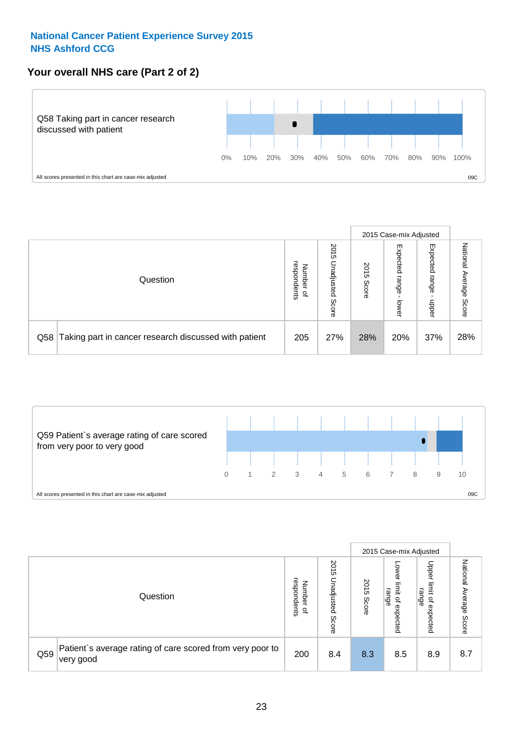**National Cancer Patient Experience Survey 2015**
**NHS Ashford CCG**

## Your overall NHS care (Part 2 of 2)

Q58 Taking part in cancer research discussed with patient

0% 10% 20% 30% 40% 50% 60% 70% 80% 90% 100%

All scores presented in this chart are case-mix adjusted

09C

| Question | | Number of respondents | 2015 Unadjusted Score | 2015 Case-mix Adjusted | | | National Average Score |
|---|---|---|---|---|---|---|---|
| | | | | 2015 Score | Expected range - lower | Expected range - upper | |
| Q58 | Taking part in cancer research discussed with patient | 205 | 27% | 28% | 20% | 37% | 28% |

Q59 Patient`s average rating of care scored from very poor to very good

0 1 2 3 4 5 6 7 8 9 10

All scores presented in this chart are case-mix adjusted

09C

| Question | | Number of respondents | 2015 Unadjusted Score | 2015 Case-mix Adjusted | | | National Average Score |
|---|---|---|---|---|---|---|---|
| | | | | 2015 Score | Lower limit of expected range | Upper limit of expected range | |
| Q59 | Patient`s average rating of care scored from very poor to very good | 200 | 8.4 | 8.3 | 8.5 | 8.9 | 8.7 |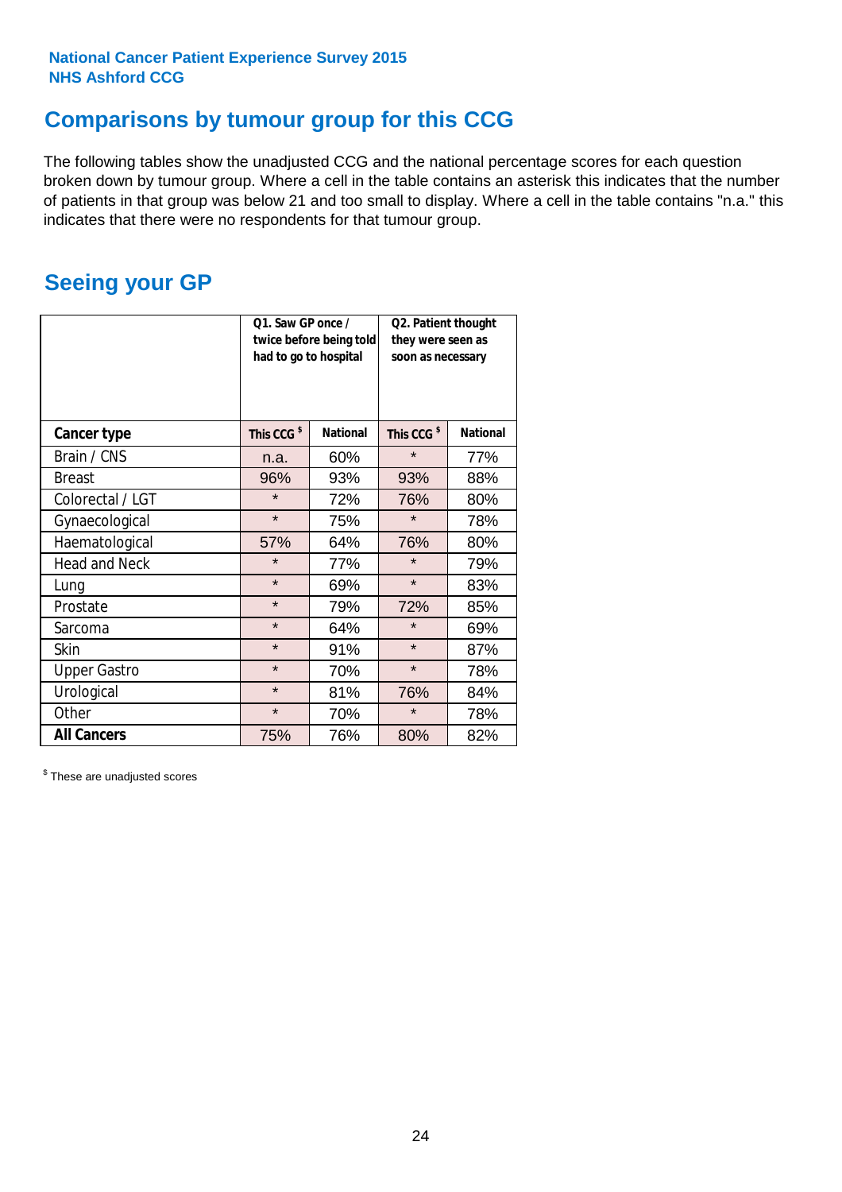National Cancer Patient Experience Survey 2015
NHS Ashford CCG

## Comparisons by tumour group for this CCG

The following tables show the unadjusted CCG and the national percentage scores for each question broken down by tumour group. Where a cell in the table contains an asterisk this indicates that the number of patients in that group was below 21 and too small to display. Where a cell in the table contains "n.a." this indicates that there were no respondents for that tumour group.

## Seeing your GP

| | Q1. Saw GP once / twice before being told had to go to hospital | | Q2. Patient thought they were seen as soon as necessary | |
|---|---|---|---|---|
| **Cancer type** | This CCG $ | National | This CCG $ | National |
| Brain / CNS | n.a. | 60% | * | 77% |
| Breast | 96% | 93% | 93% | 88% |
| Colorectal / LGT | * | 72% | 76% | 80% |
| Gynaecological | * | 75% | * | 78% |
| Haematological | 57% | 64% | 76% | 80% |
| Head and Neck | * | 77% | * | 79% |
| Lung | * | 69% | * | 83% |
| Prostate | * | 79% | 72% | 85% |
| Sarcoma | * | 64% | * | 69% |
| Skin | * | 91% | * | 87% |
| Upper Gastro | * | 70% | * | 78% |
| Urological | * | 81% | 76% | 84% |
| Other | * | 70% | * | 78% |
| **All Cancers** | 75% | 76% | 80% | 82% |

$ These are unadjusted scores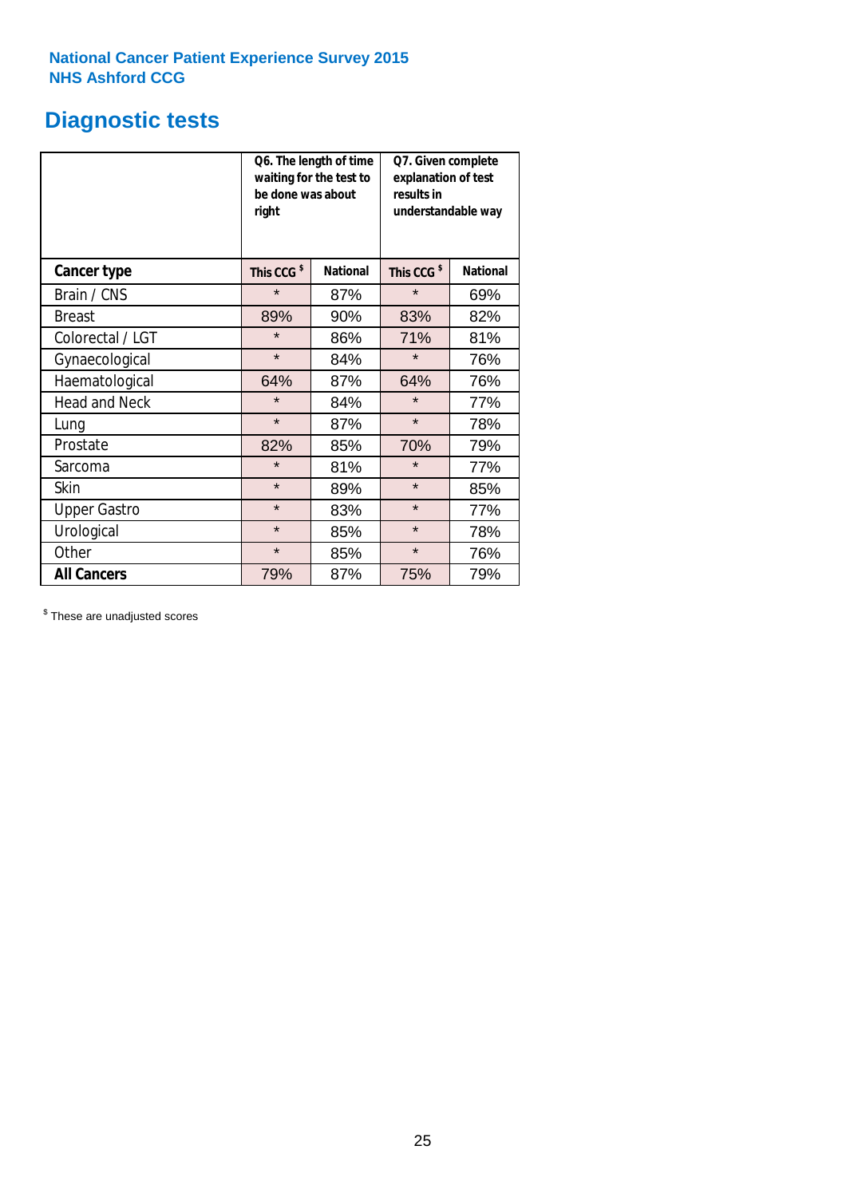National Cancer Patient Experience Survey 2015
NHS Ashford CCG

# Diagnostic tests

| | Q6. The length of time waiting for the test to be done was about right | | Q7. Given complete explanation of test results in understandable way | |
|---|---|---|---|---|
| **Cancer type** | **This CCG $** | **National** | **This CCG $** | **National** |
| Brain / CNS | * | 87% | * | 69% |
| Breast | 89% | 90% | 83% | 82% |
| Colorectal / LGT | * | 86% | 71% | 81% |
| Gynaecological | * | 84% | * | 76% |
| Haematological | 64% | 87% | 64% | 76% |
| Head and Neck | * | 84% | * | 77% |
| Lung | * | 87% | * | 78% |
| Prostate | 82% | 85% | 70% | 79% |
| Sarcoma | * | 81% | * | 77% |
| Skin | * | 89% | * | 85% |
| Upper Gastro | * | 83% | * | 77% |
| Urological | * | 85% | * | 78% |
| Other | * | 85% | * | 76% |
| **All Cancers** | 79% | 87% | 75% | 79% |

$ These are unadjusted scores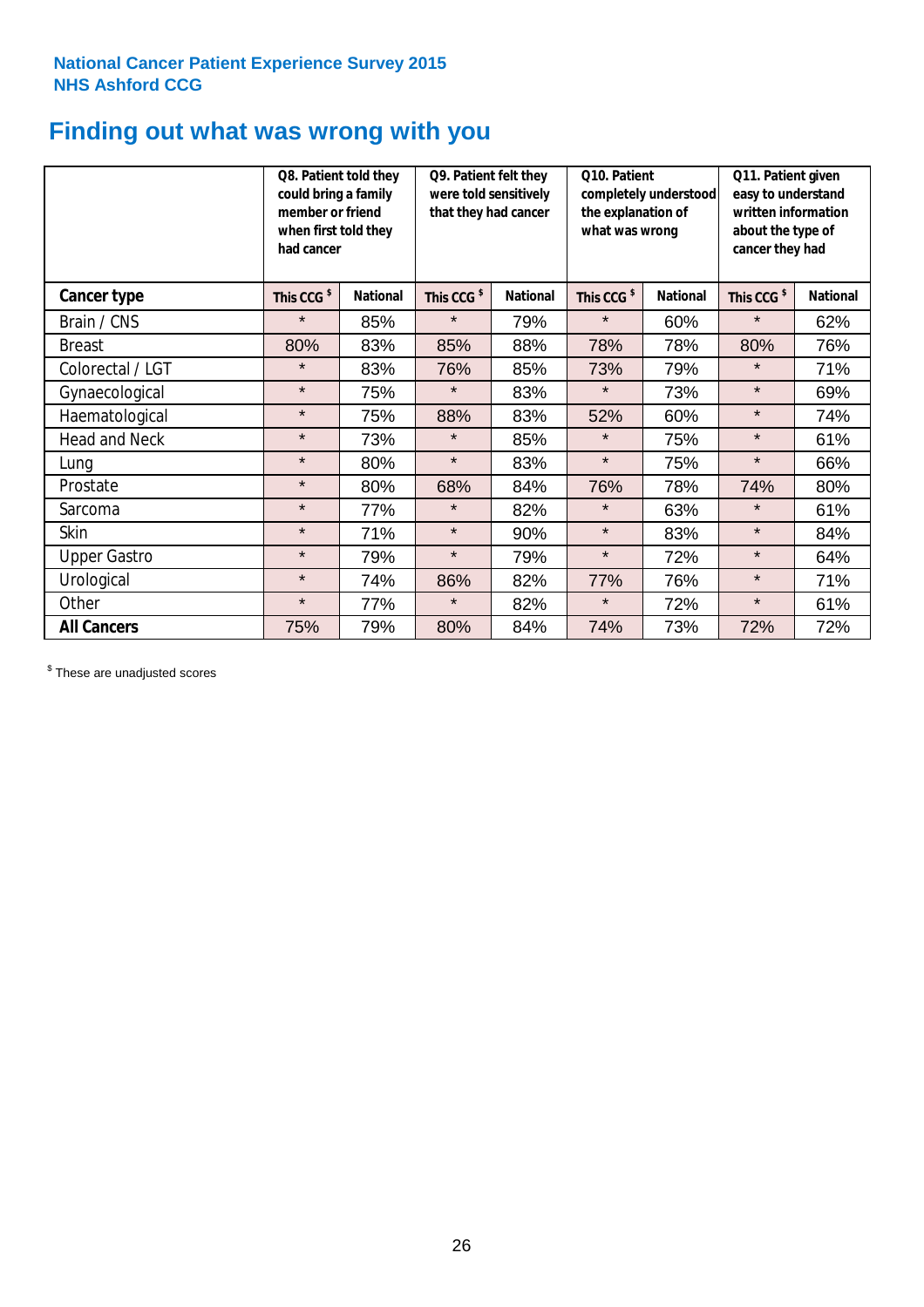**National Cancer Patient Experience Survey 2015**
**NHS Ashford CCG**

# Finding out what was wrong with you

| | Q8. Patient told they could bring a family member or friend when first told they had cancer | | Q9. Patient felt they were told sensitively that they had cancer | | Q10. Patient completely understood the explanation of what was wrong | | Q11. Patient given easy to understand written information about the type of cancer they had | |
|---|---|---|---|---|---|---|---|---|
| **Cancer type** | **This CCG $** | **National** | **This CCG $** | **National** | **This CCG $** | **National** | **This CCG $** | **National** |
| Brain / CNS | * | 85% | * | 79% | * | 60% | * | 62% |
| Breast | 80% | 83% | 85% | 88% | 78% | 78% | 80% | 76% |
| Colorectal / LGT | * | 83% | 76% | 85% | 73% | 79% | * | 71% |
| Gynaecological | * | 75% | * | 83% | * | 73% | * | 69% |
| Haematological | * | 75% | 88% | 83% | 52% | 60% | * | 74% |
| Head and Neck | * | 73% | * | 85% | * | 75% | * | 61% |
| Lung | * | 80% | * | 83% | * | 75% | * | 66% |
| Prostate | * | 80% | 68% | 84% | 76% | 78% | 74% | 80% |
| Sarcoma | * | 77% | * | 82% | * | 63% | * | 61% |
| Skin | * | 71% | * | 90% | * | 83% | * | 84% |
| Upper Gastro | * | 79% | * | 79% | * | 72% | * | 64% |
| Urological | * | 74% | 86% | 82% | 77% | 76% | * | 71% |
| Other | * | 77% | * | 82% | * | 72% | * | 61% |
| **All Cancers** | 75% | 79% | 80% | 84% | 74% | 73% | 72% | 72% |

$ These are unadjusted scores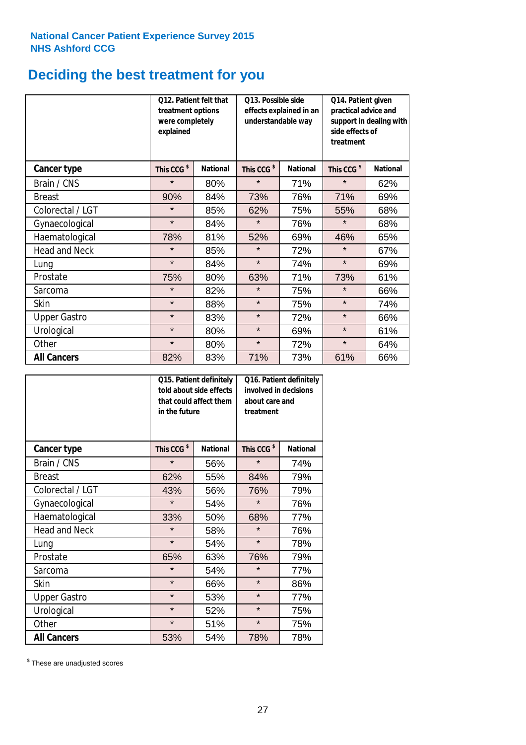National Cancer Patient Experience Survey 2015
NHS Ashford CCG

# Deciding the best treatment for you

| | Q12. Patient felt that treatment options were completely explained | | Q13. Possible side effects explained in an understandable way | | Q14. Patient given practical advice and support in dealing with side effects of treatment | |
|---|---|---|---|---|---|---|
| **Cancer type** | **This CCG $** | **National** | **This CCG $** | **National** | **This CCG $** | **National** |
| Brain / CNS | * | 80% | * | 71% | * | 62% |
| Breast | 90% | 84% | 73% | 76% | 71% | 69% |
| Colorectal / LGT | * | 85% | 62% | 75% | 55% | 68% |
| Gynaecological | * | 84% | * | 76% | * | 68% |
| Haematological | 78% | 81% | 52% | 69% | 46% | 65% |
| Head and Neck | * | 85% | * | 72% | * | 67% |
| Lung | * | 84% | * | 74% | * | 69% |
| Prostate | 75% | 80% | 63% | 71% | 73% | 61% |
| Sarcoma | * | 82% | * | 75% | * | 66% |
| Skin | * | 88% | * | 75% | * | 74% |
| Upper Gastro | * | 83% | * | 72% | * | 66% |
| Urological | * | 80% | * | 69% | * | 61% |
| Other | * | 80% | * | 72% | * | 64% |
| **All Cancers** | 82% | 83% | 71% | 73% | 61% | 66% |

| | Q15. Patient definitely told about side effects that could affect them in the future | | Q16. Patient definitely involved in decisions about care and treatment | |
|---|---|---|---|---|
| **Cancer type** | **This CCG $** | **National** | **This CCG $** | **National** |
| Brain / CNS | * | 56% | * | 74% |
| Breast | 62% | 55% | 84% | 79% |
| Colorectal / LGT | 43% | 56% | 76% | 79% |
| Gynaecological | * | 54% | * | 76% |
| Haematological | 33% | 50% | 68% | 77% |
| Head and Neck | * | 58% | * | 76% |
| Lung | * | 54% | * | 78% |
| Prostate | 65% | 63% | 76% | 79% |
| Sarcoma | * | 54% | * | 77% |
| Skin | * | 66% | * | 86% |
| Upper Gastro | * | 53% | * | 77% |
| Urological | * | 52% | * | 75% |
| Other | * | 51% | * | 75% |
| **All Cancers** | 53% | 54% | 78% | 78% |

$ These are unadjusted scores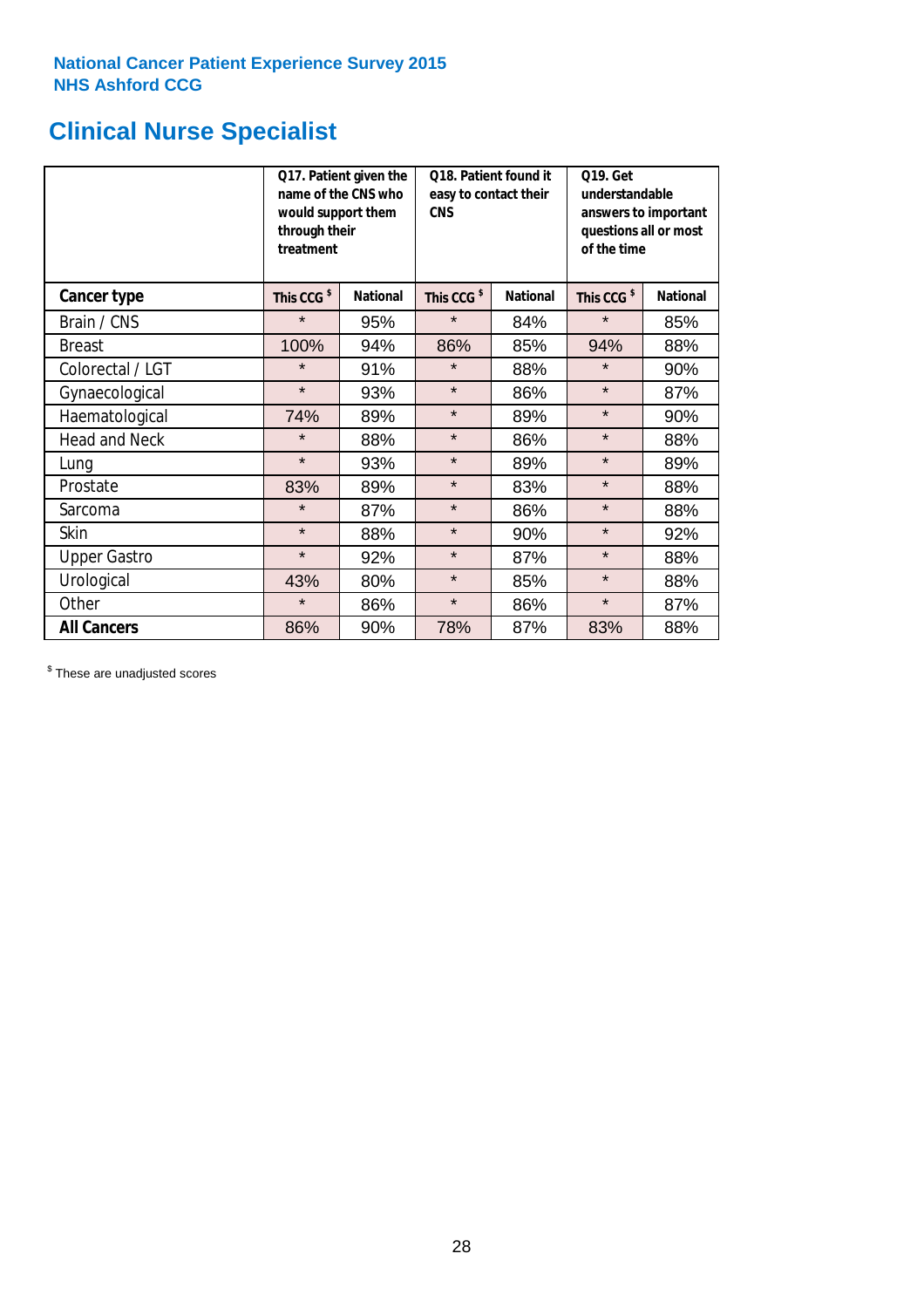National Cancer Patient Experience Survey 2015
NHS Ashford CCG

# Clinical Nurse Specialist

| | Q17. Patient given the name of the CNS who would support them through their treatment | | Q18. Patient found it easy to contact their CNS | | Q19. Get understandable answers to important questions all or most of the time | |
|---|---|---|---|---|---|---|
| **Cancer type** | **This CCG [$]** | **National** | **This CCG [$]** | **National** | **This CCG [$]** | **National** |
| Brain / CNS | * | 95% | * | 84% | * | 85% |
| Breast | 100% | 94% | 86% | 85% | 94% | 88% |
| Colorectal / LGT | * | 91% | * | 88% | * | 90% |
| Gynaecological | * | 93% | * | 86% | * | 87% |
| Haematological | 74% | 89% | * | 89% | * | 90% |
| Head and Neck | * | 88% | * | 86% | * | 88% |
| Lung | * | 93% | * | 89% | * | 89% |
| Prostate | 83% | 89% | * | 83% | * | 88% |
| Sarcoma | * | 87% | * | 86% | * | 88% |
| Skin | * | 88% | * | 90% | * | 92% |
| Upper Gastro | * | 92% | * | 87% | * | 88% |
| Urological | 43% | 80% | * | 85% | * | 88% |
| Other | * | 86% | * | 86% | * | 87% |
| **All Cancers** | 86% | 90% | 78% | 87% | 83% | 88% |

[$] These are unadjusted scores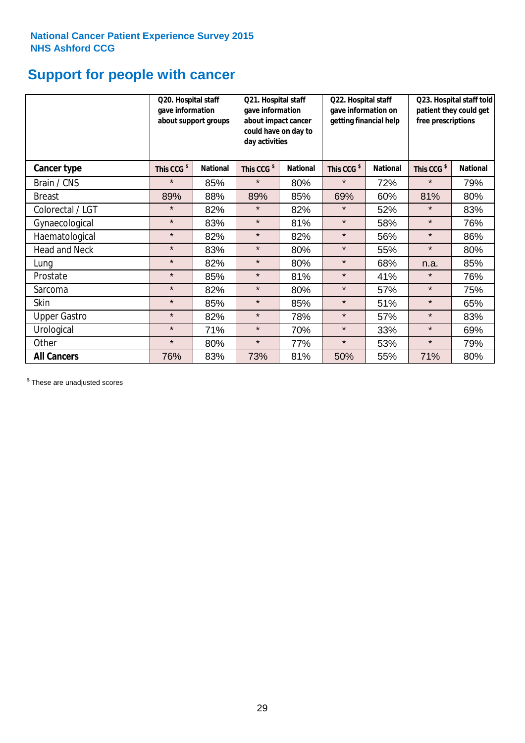National Cancer Patient Experience Survey 2015
NHS Ashford CCG

# Support for people with cancer

| | Q20. Hospital staff gave information about support groups | | Q21. Hospital staff gave information about impact cancer could have on day to day activities | | Q22. Hospital staff gave information on getting financial help | | Q23. Hospital staff told patient they could get free prescriptions | |
|---|---|---|---|---|---|---|---|---|
| **Cancer type** | **This CCG $** | **National** | **This CCG $** | **National** | **This CCG $** | **National** | **This CCG $** | **National** |
| Brain / CNS | * | 85% | * | 80% | * | 72% | * | 79% |
| Breast | 89% | 88% | 89% | 85% | 69% | 60% | 81% | 80% |
| Colorectal / LGT | * | 82% | * | 82% | * | 52% | * | 83% |
| Gynaecological | * | 83% | * | 81% | * | 58% | * | 76% |
| Haematological | * | 82% | * | 82% | * | 56% | * | 86% |
| Head and Neck | * | 83% | * | 80% | * | 55% | * | 80% |
| Lung | * | 82% | * | 80% | * | 68% | n.a. | 85% |
| Prostate | * | 85% | * | 81% | * | 41% | * | 76% |
| Sarcoma | * | 82% | * | 80% | * | 57% | * | 75% |
| Skin | * | 85% | * | 85% | * | 51% | * | 65% |
| Upper Gastro | * | 82% | * | 78% | * | 57% | * | 83% |
| Urological | * | 71% | * | 70% | * | 33% | * | 69% |
| Other | * | 80% | * | 77% | * | 53% | * | 79% |
| **All Cancers** | 76% | 83% | 73% | 81% | 50% | 55% | 71% | 80% |

$ These are unadjusted scores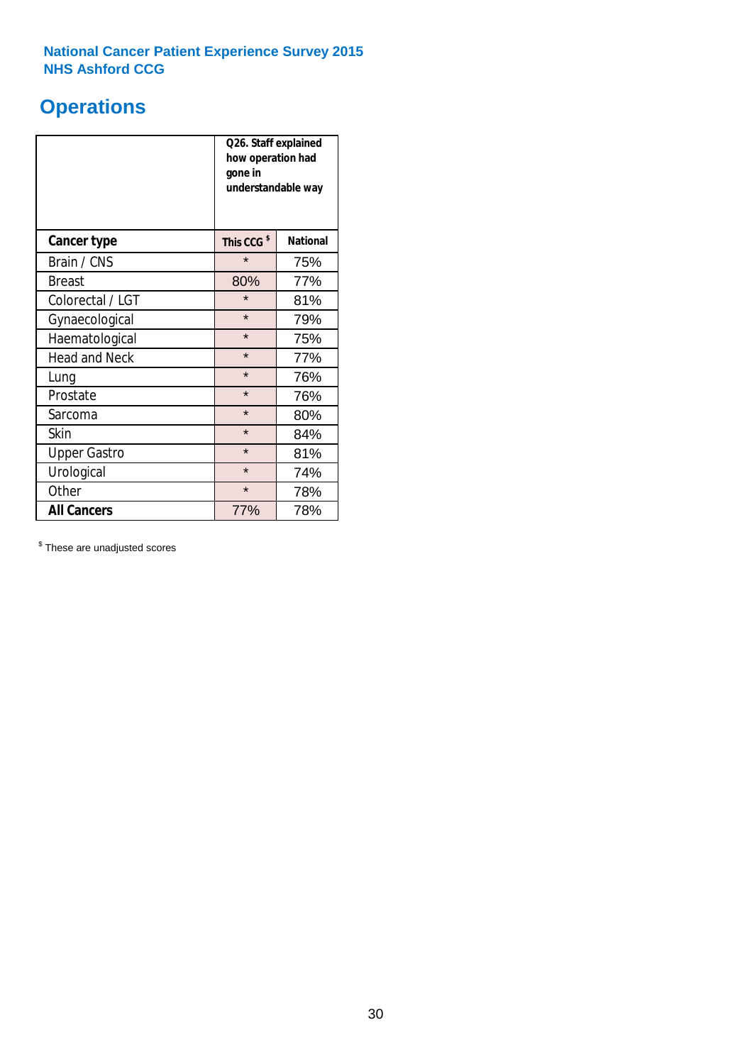National Cancer Patient Experience Survey 2015
NHS Ashford CCG

# Operations

| | Q26. Staff explained how operation had gone in understandable way | |
|---|---|---|
| **Cancer type** | **This CCG $** | **National** |
| Brain / CNS | * | 75% |
| Breast | 80% | 77% |
| Colorectal / LGT | * | 81% |
| Gynaecological | * | 79% |
| Haematological | * | 75% |
| Head and Neck | * | 77% |
| Lung | * | 76% |
| Prostate | * | 76% |
| Sarcoma | * | 80% |
| Skin | * | 84% |
| Upper Gastro | * | 81% |
| Urological | * | 74% |
| Other | * | 78% |
| **All Cancers** | 77% | 78% |

$ These are unadjusted scores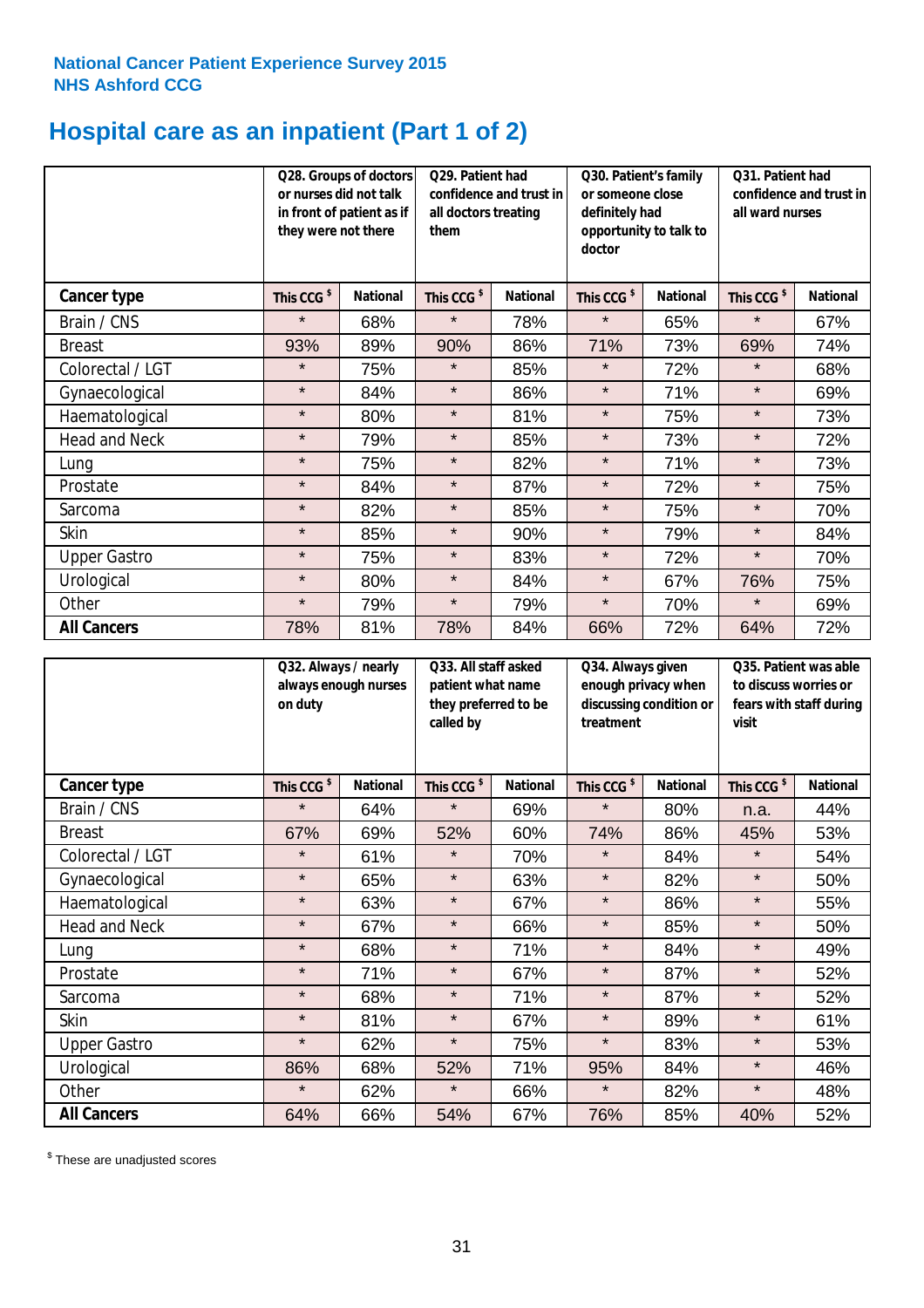**National Cancer Patient Experience Survey 2015**
**NHS Ashford CCG**

# Hospital care as an inpatient (Part 1 of 2)

| | Q28. Groups of doctors or nurses did not talk in front of patient as if they were not there | | Q29. Patient had confidence and trust in all doctors treating them | | Q30. Patient's family or someone close definitely had opportunity to talk to doctor | | Q31. Patient had confidence and trust in all ward nurses | |
|---|---|---|---|---|---|---|---|---|
| **Cancer type** | **This CCG $** | **National** | **This CCG $** | **National** | **This CCG $** | **National** | **This CCG $** | **National** |
| Brain / CNS | * | 68% | * | 78% | * | 65% | * | 67% |
| Breast | 93% | 89% | 90% | 86% | 71% | 73% | 69% | 74% |
| Colorectal / LGT | * | 75% | * | 85% | * | 72% | * | 68% |
| Gynaecological | * | 84% | * | 86% | * | 71% | * | 69% |
| Haematological | * | 80% | * | 81% | * | 75% | * | 73% |
| Head and Neck | * | 79% | * | 85% | * | 73% | * | 72% |
| Lung | * | 75% | * | 82% | * | 71% | * | 73% |
| Prostate | * | 84% | * | 87% | * | 72% | * | 75% |
| Sarcoma | * | 82% | * | 85% | * | 75% | * | 70% |
| Skin | * | 85% | * | 90% | * | 79% | * | 84% |
| Upper Gastro | * | 75% | * | 83% | * | 72% | * | 70% |
| Urological | * | 80% | * | 84% | * | 67% | 76% | 75% |
| Other | * | 79% | * | 79% | * | 70% | * | 69% |
| **All Cancers** | 78% | 81% | 78% | 84% | 66% | 72% | 64% | 72% |

| | Q32. Always / nearly always enough nurses on duty | | Q33. All staff asked patient what name they preferred to be called by | | Q34. Always given enough privacy when discussing condition or treatment | | Q35. Patient was able to discuss worries or fears with staff during visit | |
|---|---|---|---|---|---|---|---|---|
| **Cancer type** | **This CCG $** | **National** | **This CCG $** | **National** | **This CCG $** | **National** | **This CCG $** | **National** |
| Brain / CNS | * | 64% | * | 69% | * | 80% | n.a. | 44% |
| Breast | 67% | 69% | 52% | 60% | 74% | 86% | 45% | 53% |
| Colorectal / LGT | * | 61% | * | 70% | * | 84% | * | 54% |
| Gynaecological | * | 65% | * | 63% | * | 82% | * | 50% |
| Haematological | * | 63% | * | 67% | * | 86% | * | 55% |
| Head and Neck | * | 67% | * | 66% | * | 85% | * | 50% |
| Lung | * | 68% | * | 71% | * | 84% | * | 49% |
| Prostate | * | 71% | * | 67% | * | 87% | * | 52% |
| Sarcoma | * | 68% | * | 71% | * | 87% | * | 52% |
| Skin | * | 81% | * | 67% | * | 89% | * | 61% |
| Upper Gastro | * | 62% | * | 75% | * | 83% | * | 53% |
| Urological | 86% | 68% | 52% | 71% | 95% | 84% | * | 46% |
| Other | * | 62% | * | 66% | * | 82% | * | 48% |
| **All Cancers** | 64% | 66% | 54% | 67% | 76% | 85% | 40% | 52% |

$ These are unadjusted scores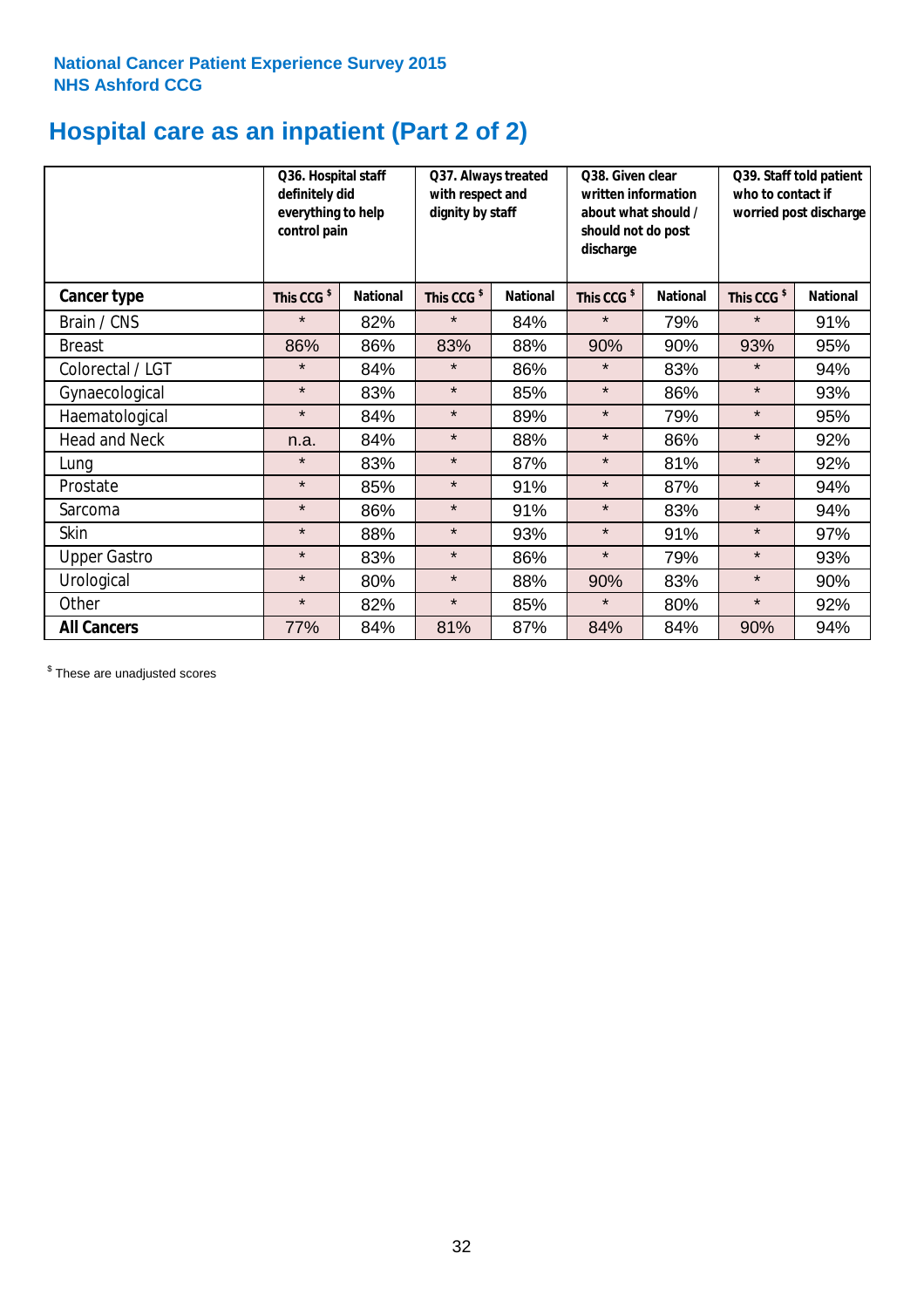**National Cancer Patient Experience Survey 2015**
**NHS Ashford CCG**

# Hospital care as an inpatient (Part 2 of 2)

| | Q36. Hospital staff definitely did everything to help control pain | | Q37. Always treated with respect and dignity by staff | | Q38. Given clear written information about what should / should not do post discharge | | Q39. Staff told patient who to contact if worried post discharge | |
|---|---|---|---|---|---|---|---|---|
| **Cancer type** | **This CCG $** | **National** | **This CCG $** | **National** | **This CCG $** | **National** | **This CCG $** | **National** |
| Brain / CNS | * | 82% | * | 84% | * | 79% | * | 91% |
| Breast | 86% | 86% | 83% | 88% | 90% | 90% | 93% | 95% |
| Colorectal / LGT | * | 84% | * | 86% | * | 83% | * | 94% |
| Gynaecological | * | 83% | * | 85% | * | 86% | * | 93% |
| Haematological | * | 84% | * | 89% | * | 79% | * | 95% |
| Head and Neck | n.a. | 84% | * | 88% | * | 86% | * | 92% |
| Lung | * | 83% | * | 87% | * | 81% | * | 92% |
| Prostate | * | 85% | * | 91% | * | 87% | * | 94% |
| Sarcoma | * | 86% | * | 91% | * | 83% | * | 94% |
| Skin | * | 88% | * | 93% | * | 91% | * | 97% |
| Upper Gastro | * | 83% | * | 86% | * | 79% | * | 93% |
| Urological | * | 80% | * | 88% | 90% | 83% | * | 90% |
| Other | * | 82% | * | 85% | * | 80% | * | 92% |
| **All Cancers** | 77% | 84% | 81% | 87% | 84% | 84% | 90% | 94% |

$ These are unadjusted scores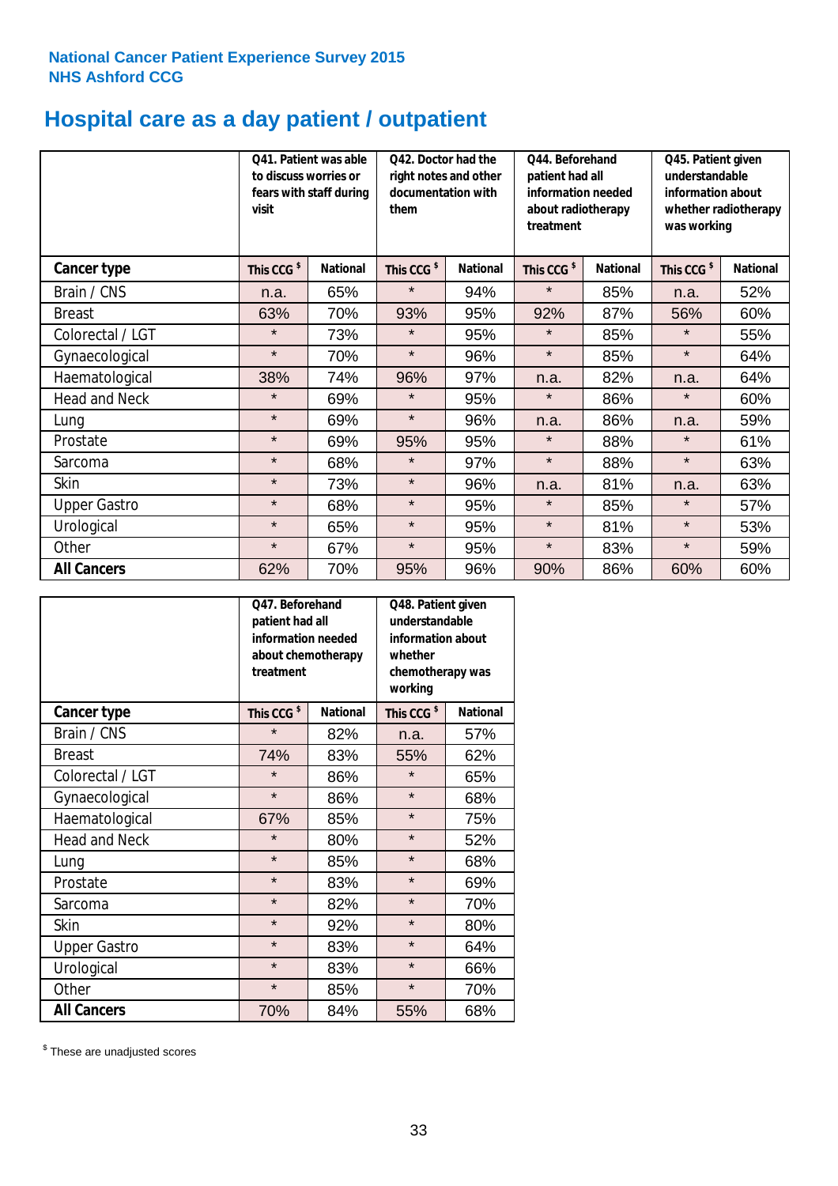National Cancer Patient Experience Survey 2015
NHS Ashford CCG

# Hospital care as a day patient / outpatient

| | Q41. Patient was able to discuss worries or fears with staff during visit | | Q42. Doctor had the right notes and other documentation with them | | Q44. Beforehand patient had all information needed about radiotherapy treatment | | Q45. Patient given understandable information about whether radiotherapy was working | |
|---|---|---|---|---|---|---|---|---|
| **Cancer type** | This CCG $ | National | This CCG $ | National | This CCG $ | National | This CCG $ | National |
| Brain / CNS | n.a. | 65% | * | 94% | * | 85% | n.a. | 52% |
| Breast | 63% | 70% | 93% | 95% | 92% | 87% | 56% | 60% |
| Colorectal / LGT | * | 73% | * | 95% | * | 85% | * | 55% |
| Gynaecological | * | 70% | * | 96% | * | 85% | * | 64% |
| Haematological | 38% | 74% | 96% | 97% | n.a. | 82% | n.a. | 64% |
| Head and Neck | * | 69% | * | 95% | * | 86% | * | 60% |
| Lung | * | 69% | * | 96% | n.a. | 86% | n.a. | 59% |
| Prostate | * | 69% | 95% | 95% | * | 88% | * | 61% |
| Sarcoma | * | 68% | * | 97% | * | 88% | * | 63% |
| Skin | * | 73% | * | 96% | n.a. | 81% | n.a. | 63% |
| Upper Gastro | * | 68% | * | 95% | * | 85% | * | 57% |
| Urological | * | 65% | * | 95% | * | 81% | * | 53% |
| Other | * | 67% | * | 95% | * | 83% | * | 59% |
| **All Cancers** | 62% | 70% | 95% | 96% | 90% | 86% | 60% | 60% |

| | Q47. Beforehand patient had all information needed about chemotherapy treatment | | Q48. Patient given understandable information about whether chemotherapy was working | |
|---|---|---|---|---|
| **Cancer type** | This CCG $ | National | This CCG $ | National |
| Brain / CNS | * | 82% | n.a. | 57% |
| Breast | 74% | 83% | 55% | 62% |
| Colorectal / LGT | * | 86% | * | 65% |
| Gynaecological | * | 86% | * | 68% |
| Haematological | 67% | 85% | * | 75% |
| Head and Neck | * | 80% | * | 52% |
| Lung | * | 85% | * | 68% |
| Prostate | * | 83% | * | 69% |
| Sarcoma | * | 82% | * | 70% |
| Skin | * | 92% | * | 80% |
| Upper Gastro | * | 83% | * | 64% |
| Urological | * | 83% | * | 66% |
| Other | * | 85% | * | 70% |
| **All Cancers** | 70% | 84% | 55% | 68% |

$ These are unadjusted scores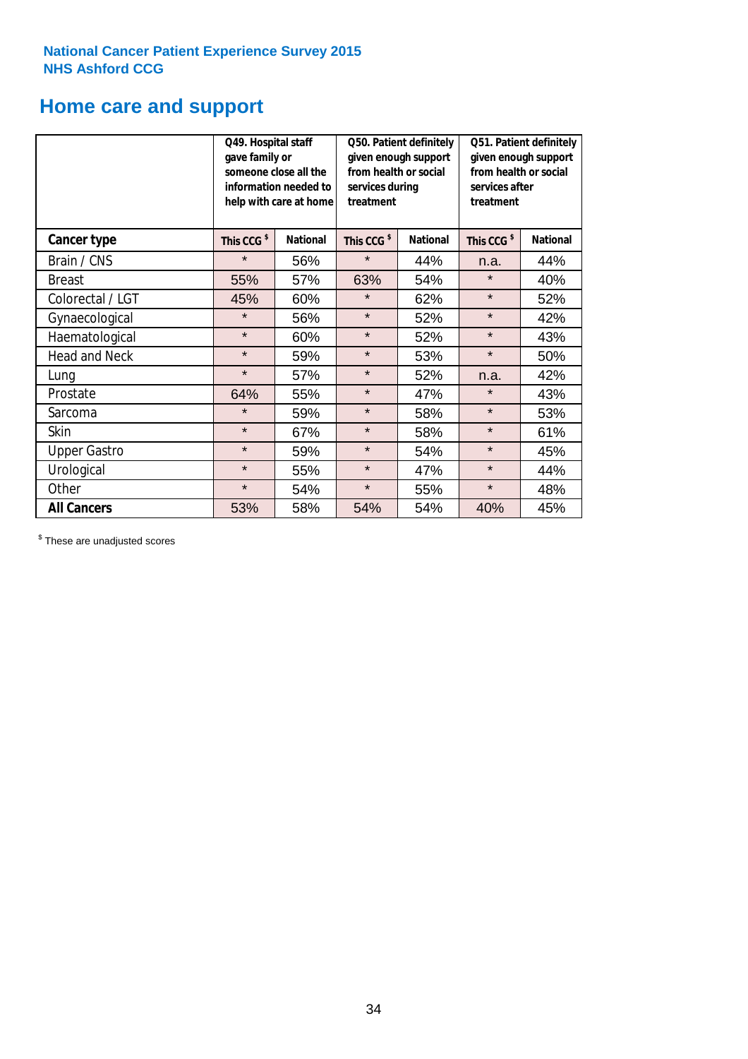National Cancer Patient Experience Survey 2015
NHS Ashford CCG

# Home care and support

| | Q49. Hospital staff gave family or someone close all the information needed to help with care at home | | Q50. Patient definitely given enough support from health or social services during treatment | | Q51. Patient definitely given enough support from health or social services after treatment | |
|---|---|---|---|---|---|---|
| **Cancer type** | **This CCG $** | **National** | **This CCG $** | **National** | **This CCG $** | **National** |
| Brain / CNS | * | 56% | * | 44% | n.a. | 44% |
| Breast | 55% | 57% | 63% | 54% | * | 40% |
| Colorectal / LGT | 45% | 60% | * | 62% | * | 52% |
| Gynaecological | * | 56% | * | 52% | * | 42% |
| Haematological | * | 60% | * | 52% | * | 43% |
| Head and Neck | * | 59% | * | 53% | * | 50% |
| Lung | * | 57% | * | 52% | n.a. | 42% |
| Prostate | 64% | 55% | * | 47% | * | 43% |
| Sarcoma | * | 59% | * | 58% | * | 53% |
| Skin | * | 67% | * | 58% | * | 61% |
| Upper Gastro | * | 59% | * | 54% | * | 45% |
| Urological | * | 55% | * | 47% | * | 44% |
| Other | * | 54% | * | 55% | * | 48% |
| **All Cancers** | 53% | 58% | 54% | 54% | 40% | 45% |

$ These are unadjusted scores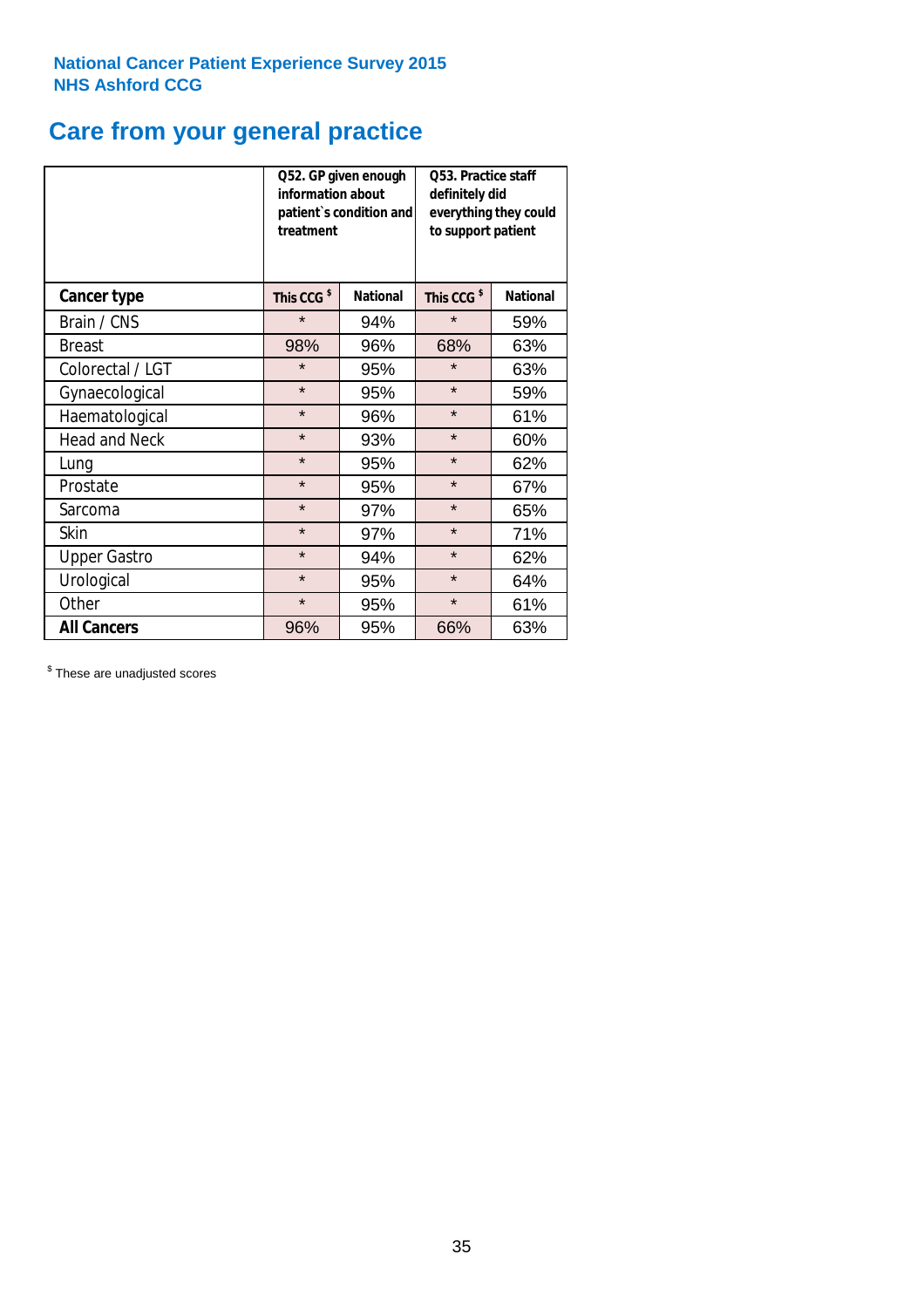National Cancer Patient Experience Survey 2015
NHS Ashford CCG

# Care from your general practice

| | Q52. GP given enough information about patient`s condition and treatment | | Q53. Practice staff definitely did everything they could to support patient | |
|---|---|---|---|---|
| **Cancer type** | This CCG $ | National | This CCG $ | National |
| Brain / CNS | * | 94% | * | 59% |
| Breast | 98% | 96% | 68% | 63% |
| Colorectal / LGT | * | 95% | * | 63% |
| Gynaecological | * | 95% | * | 59% |
| Haematological | * | 96% | * | 61% |
| Head and Neck | * | 93% | * | 60% |
| Lung | * | 95% | * | 62% |
| Prostate | * | 95% | * | 67% |
| Sarcoma | * | 97% | * | 65% |
| Skin | * | 97% | * | 71% |
| Upper Gastro | * | 94% | * | 62% |
| Urological | * | 95% | * | 64% |
| Other | * | 95% | * | 61% |
| **All Cancers** | 96% | 95% | 66% | 63% |

$ These are unadjusted scores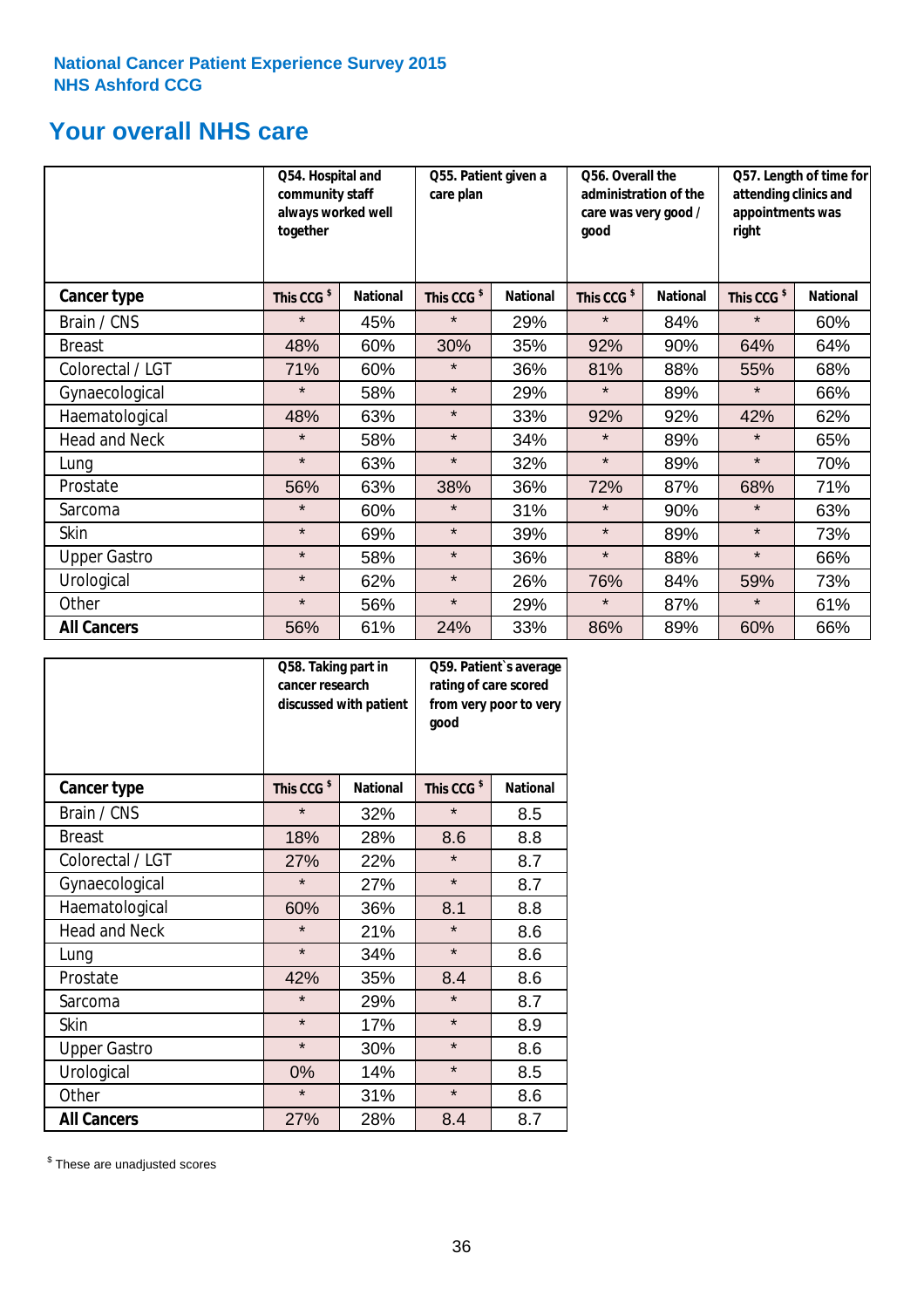National Cancer Patient Experience Survey 2015
NHS Ashford CCG

## Your overall NHS care

| | Q54. Hospital and community staff always worked well together | | Q55. Patient given a care plan | | Q56. Overall the administration of the care was very good / good | | Q57. Length of time for attending clinics and appointments was right | |
|---|---|---|---|---|---|---|---|---|
| **Cancer type** | This CCG $ | National | This CCG $ | National | This CCG $ | National | This CCG $ | National |
| Brain / CNS | * | 45% | * | 29% | * | 84% | * | 60% |
| Breast | 48% | 60% | 30% | 35% | 92% | 90% | 64% | 64% |
| Colorectal / LGT | 71% | 60% | * | 36% | 81% | 88% | 55% | 68% |
| Gynaecological | * | 58% | * | 29% | * | 89% | * | 66% |
| Haematological | 48% | 63% | * | 33% | 92% | 92% | 42% | 62% |
| Head and Neck | * | 58% | * | 34% | * | 89% | * | 65% |
| Lung | * | 63% | * | 32% | * | 89% | * | 70% |
| Prostate | 56% | 63% | 38% | 36% | 72% | 87% | 68% | 71% |
| Sarcoma | * | 60% | * | 31% | * | 90% | * | 63% |
| Skin | * | 69% | * | 39% | * | 89% | * | 73% |
| Upper Gastro | * | 58% | * | 36% | * | 88% | * | 66% |
| Urological | * | 62% | * | 26% | 76% | 84% | 59% | 73% |
| Other | * | 56% | * | 29% | * | 87% | * | 61% |
| **All Cancers** | 56% | 61% | 24% | 33% | 86% | 89% | 60% | 66% |

| | Q58. Taking part in cancer research discussed with patient | | Q59. Patient`s average rating of care scored from very poor to very good | |
|---|---|---|---|---|
| **Cancer type** | This CCG $ | National | This CCG $ | National |
| Brain / CNS | * | 32% | * | 8.5 |
| Breast | 18% | 28% | 8.6 | 8.8 |
| Colorectal / LGT | 27% | 22% | * | 8.7 |
| Gynaecological | * | 27% | * | 8.7 |
| Haematological | 60% | 36% | 8.1 | 8.8 |
| Head and Neck | * | 21% | * | 8.6 |
| Lung | * | 34% | * | 8.6 |
| Prostate | 42% | 35% | 8.4 | 8.6 |
| Sarcoma | * | 29% | * | 8.7 |
| Skin | * | 17% | * | 8.9 |
| Upper Gastro | * | 30% | * | 8.6 |
| Urological | 0% | 14% | * | 8.5 |
| Other | * | 31% | * | 8.6 |
| **All Cancers** | 27% | 28% | 8.4 | 8.7 |

$ These are unadjusted scores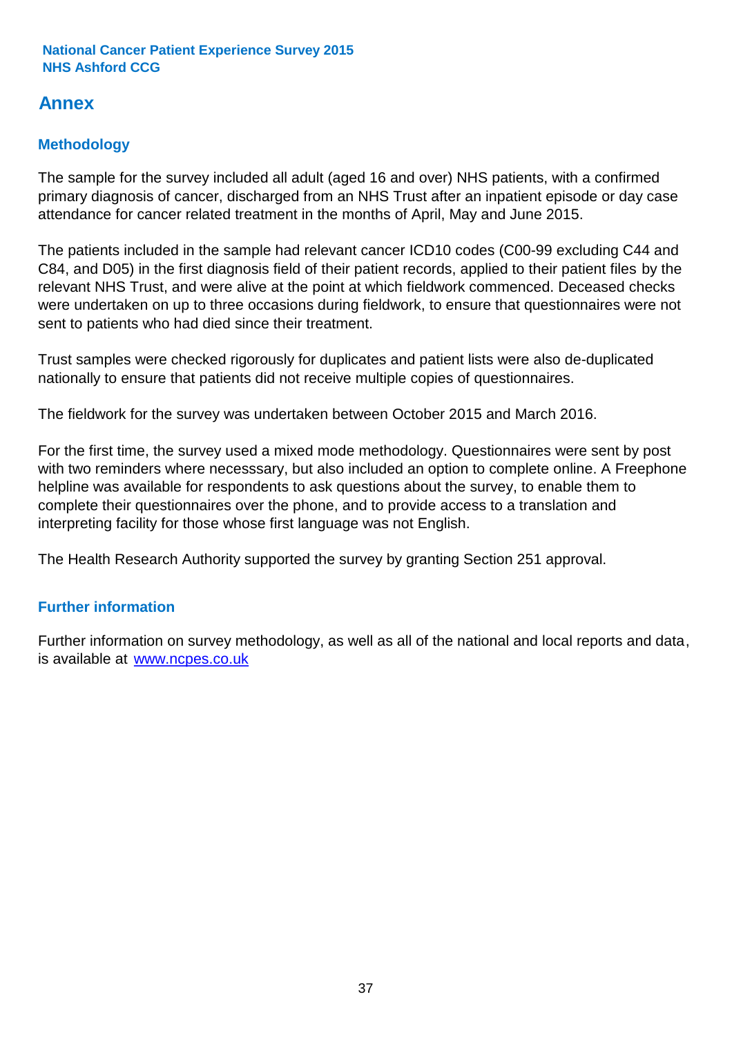# Annex

## Methodology

The sample for the survey included all adult (aged 16 and over) NHS patients, with a confirmed primary diagnosis of cancer, discharged from an NHS Trust after an inpatient episode or day case attendance for cancer related treatment in the months of April, May and June 2015.

The patients included in the sample had relevant cancer ICD10 codes (C00-99 excluding C44 and C84, and D05) in the first diagnosis field of their patient records, applied to their patient files by the relevant NHS Trust, and were alive at the point at which fieldwork commenced. Deceased checks were undertaken on up to three occasions during fieldwork, to ensure that questionnaires were not sent to patients who had died since their treatment.

Trust samples were checked rigorously for duplicates and patient lists were also de-duplicated nationally to ensure that patients did not receive multiple copies of questionnaires.

The fieldwork for the survey was undertaken between October 2015 and March 2016.

For the first time, the survey used a mixed mode methodology. Questionnaires were sent by post with two reminders where necesssary, but also included an option to complete online. A Freephone helpline was available for respondents to ask questions about the survey, to enable them to complete their questionnaires over the phone, and to provide access to a translation and interpreting facility for those whose first language was not English.

The Health Research Authority supported the survey by granting Section 251 approval.

## Further information

Further information on survey methodology, as well as all of the national and local reports and data, is available at [www.ncpes.co.uk](http://www.ncpes.co.uk)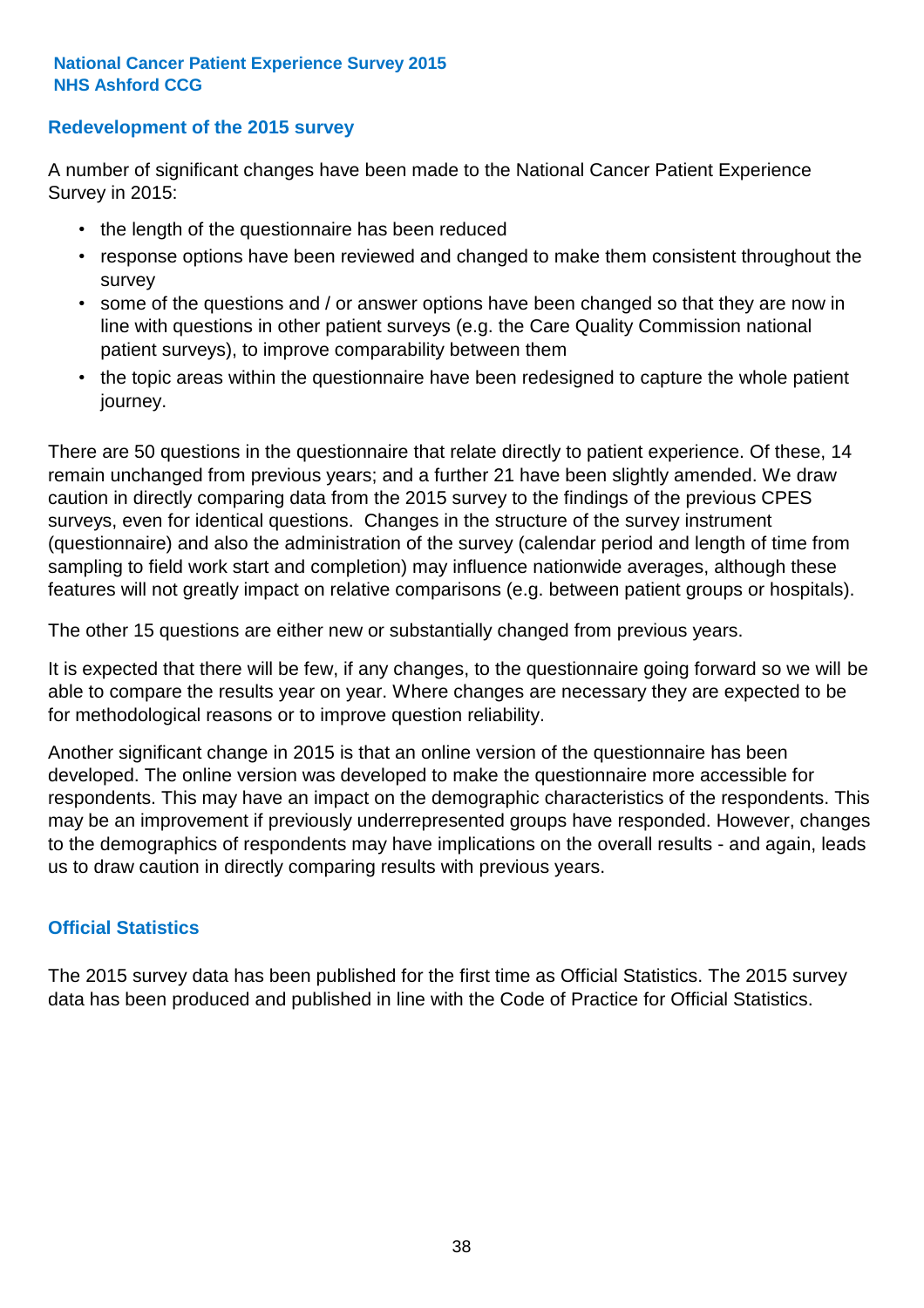## Redevelopment of the 2015 survey

A number of significant changes have been made to the National Cancer Patient Experience Survey in 2015:

- the length of the questionnaire has been reduced
- response options have been reviewed and changed to make them consistent throughout the survey
- some of the questions and / or answer options have been changed so that they are now in line with questions in other patient surveys (e.g. the Care Quality Commission national patient surveys), to improve comparability between them
- the topic areas within the questionnaire have been redesigned to capture the whole patient journey.

There are 50 questions in the questionnaire that relate directly to patient experience. Of these, 14 remain unchanged from previous years; and a further 21 have been slightly amended. We draw caution in directly comparing data from the 2015 survey to the findings of the previous CPES surveys, even for identical questions. Changes in the structure of the survey instrument (questionnaire) and also the administration of the survey (calendar period and length of time from sampling to field work start and completion) may influence nationwide averages, although these features will not greatly impact on relative comparisons (e.g. between patient groups or hospitals).

The other 15 questions are either new or substantially changed from previous years.

It is expected that there will be few, if any changes, to the questionnaire going forward so we will be able to compare the results year on year. Where changes are necessary they are expected to be for methodological reasons or to improve question reliability.

Another significant change in 2015 is that an online version of the questionnaire has been developed. The online version was developed to make the questionnaire more accessible for respondents. This may have an impact on the demographic characteristics of the respondents. This may be an improvement if previously underrepresented groups have responded. However, changes to the demographics of respondents may have implications on the overall results - and again, leads us to draw caution in directly comparing results with previous years.

## Official Statistics

The 2015 survey data has been published for the first time as Official Statistics. The 2015 survey data has been produced and published in line with the Code of Practice for Official Statistics.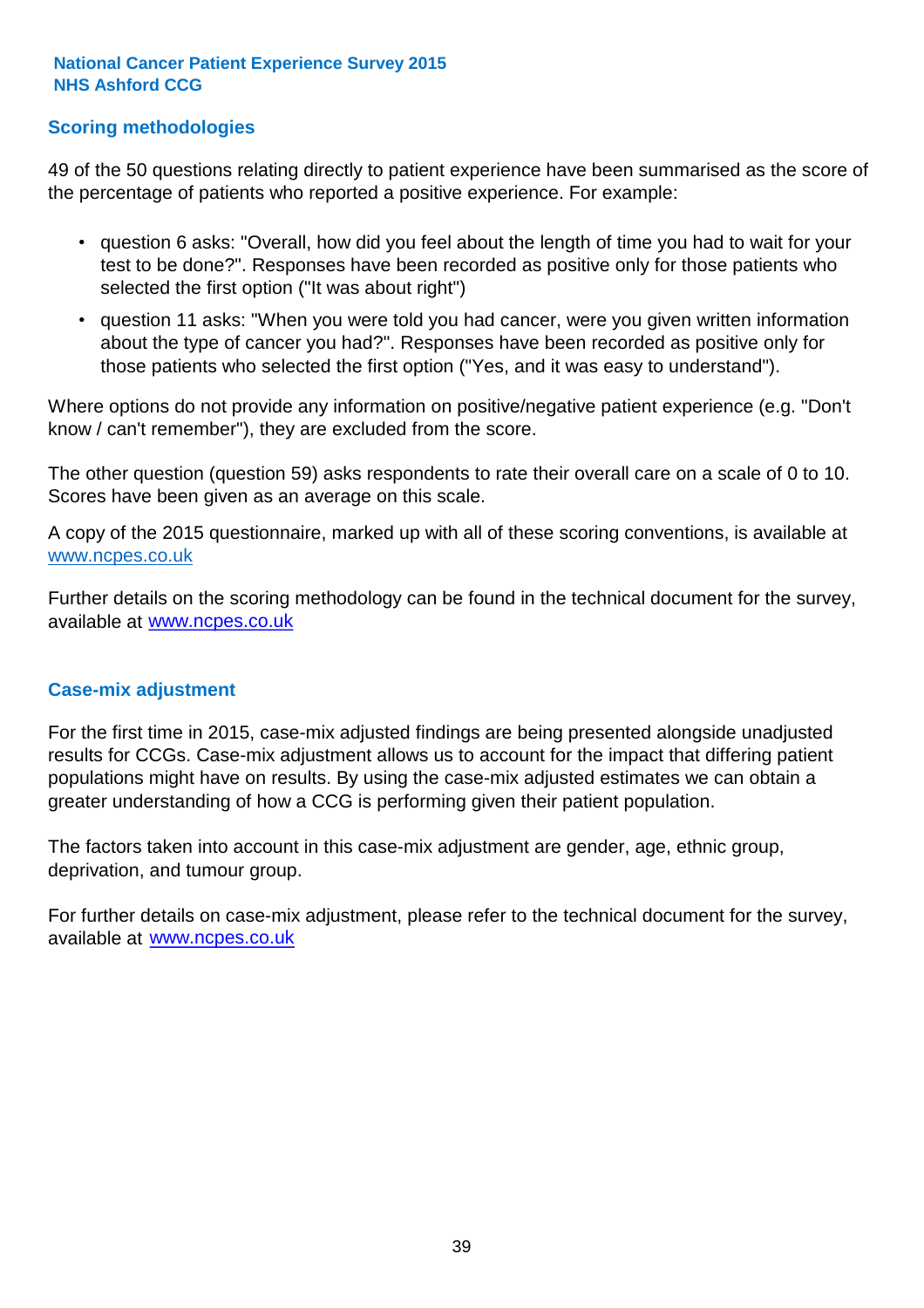## Scoring methodologies

49 of the 50 questions relating directly to patient experience have been summarised as the score of the percentage of patients who reported a positive experience. For example:

- question 6 asks: "Overall, how did you feel about the length of time you had to wait for your test to be done?". Responses have been recorded as positive only for those patients who selected the first option ("It was about right")
- question 11 asks: "When you were told you had cancer, were you given written information about the type of cancer you had?". Responses have been recorded as positive only for those patients who selected the first option ("Yes, and it was easy to understand").

Where options do not provide any information on positive/negative patient experience (e.g. "Don't know / can't remember"), they are excluded from the score.

The other question (question 59) asks respondents to rate their overall care on a scale of 0 to 10. Scores have been given as an average on this scale.

A copy of the 2015 questionnaire, marked up with all of these scoring conventions, is available at www.ncpes.co.uk

Further details on the scoring methodology can be found in the technical document for the survey, available at www.ncpes.co.uk

## Case-mix adjustment

For the first time in 2015, case-mix adjusted findings are being presented alongside unadjusted results for CCGs. Case-mix adjustment allows us to account for the impact that differing patient populations might have on results. By using the case-mix adjusted estimates we can obtain a greater understanding of how a CCG is performing given their patient population.

The factors taken into account in this case-mix adjustment are gender, age, ethnic group, deprivation, and tumour group.

For further details on case-mix adjustment, please refer to the technical document for the survey, available at www.ncpes.co.uk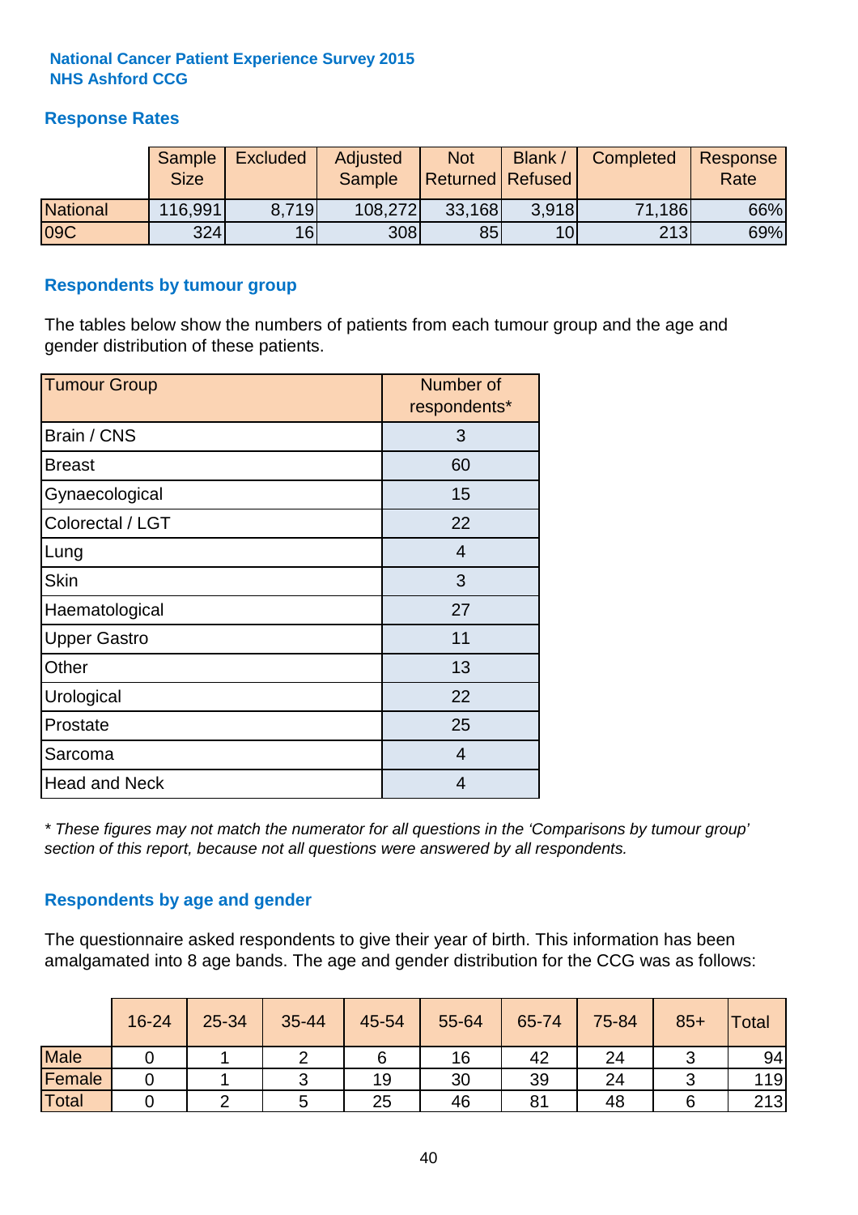**National Cancer Patient Experience Survey 2015**
**NHS Ashford CCG**

## Response Rates

| | Sample Size | Excluded | Adjusted Sample | Not Returned | Blank / Refused | Completed | Response Rate |
|---|---|---|---|---|---|---|---|
| National | 116,991 | 8,719 | 108,272 | 33,168 | 3,918 | 71,186 | 66% |
| 09C | 324 | 16 | 308 | 85 | 10 | 213 | 69% |

## Respondents by tumour group

The tables below show the numbers of patients from each tumour group and the age and gender distribution of these patients.

| Tumour Group | Number of respondents* |
|---|---|
| Brain / CNS | 3 |
| Breast | 60 |
| Gynaecological | 15 |
| Colorectal / LGT | 22 |
| Lung | 4 |
| Skin | 3 |
| Haematological | 27 |
| Upper Gastro | 11 |
| Other | 13 |
| Urological | 22 |
| Prostate | 25 |
| Sarcoma | 4 |
| Head and Neck | 4 |

*\* These figures may not match the numerator for all questions in the 'Comparisons by tumour group' section of this report, because not all questions were answered by all respondents.*

## Respondents by age and gender

The questionnaire asked respondents to give their year of birth. This information has been amalgamated into 8 age bands. The age and gender distribution for the CCG was as follows:

| | 16-24 | 25-34 | 35-44 | 45-54 | 55-64 | 65-74 | 75-84 | 85+ | Total |
|---|---|---|---|---|---|---|---|---|---|
| Male | 0 | 1 | 2 | 6 | 16 | 42 | 24 | 3 | 94 |
| Female | 0 | 1 | 3 | 19 | 30 | 39 | 24 | 3 | 119 |
| Total | 0 | 2 | 5 | 25 | 46 | 81 | 48 | 6 | 213 |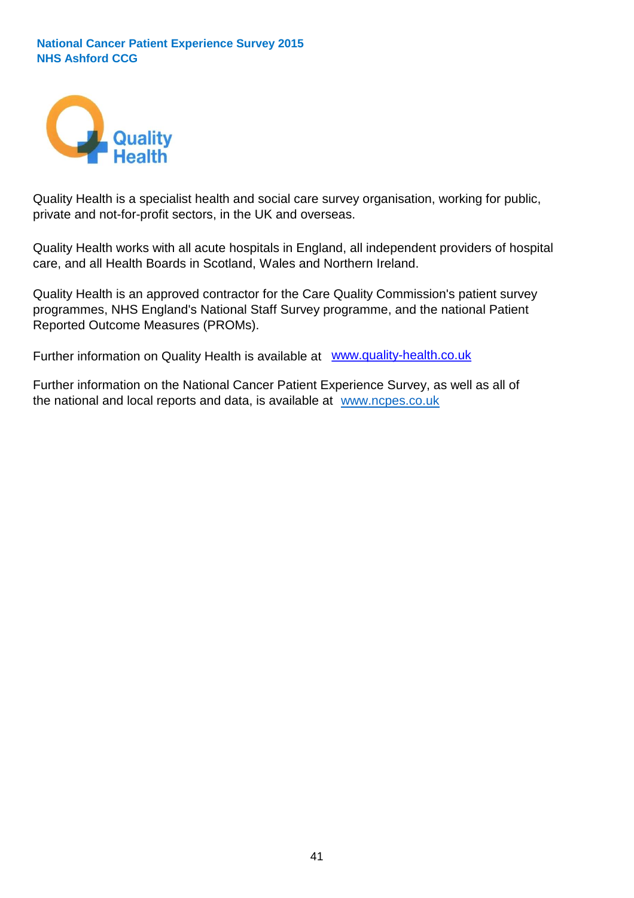Quality Health is a specialist health and social care survey organisation, working for public, private and not-for-profit sectors, in the UK and overseas.

Quality Health works with all acute hospitals in England, all independent providers of hospital care, and all Health Boards in Scotland, Wales and Northern Ireland.

Quality Health is an approved contractor for the Care Quality Commission's patient survey programmes, NHS England's National Staff Survey programme, and the national Patient Reported Outcome Measures (PROMs).

Further information on Quality Health is available at [www.quality-health.co.uk](http://www.quality-health.co.uk)

Further information on the National Cancer Patient Experience Survey, as well as all of the national and local reports and data, is available at [www.ncpes.co.uk](http://www.ncpes.co.uk)